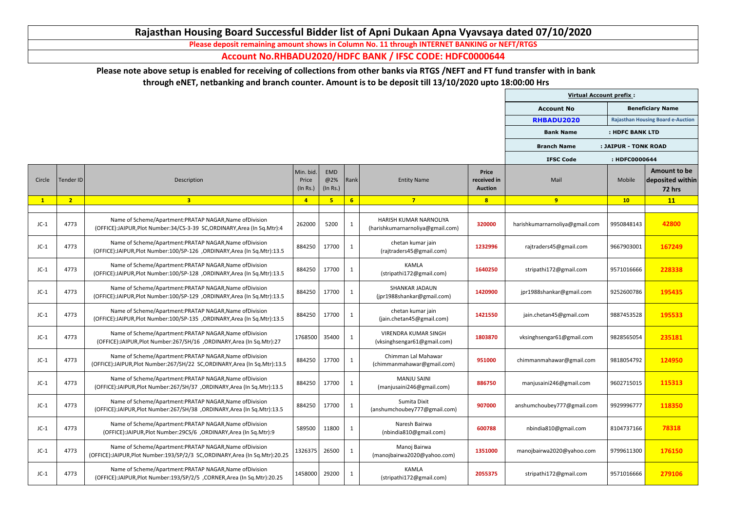# Rajasthan Housing Board Successful Bidder list of Apni Dukaan Apna Vyavsaya dated 07/10/2020

**Please deposit remaining amount shows in Column No. 11 through INTERNET BANKING or NEFT/RTGS**

**Account No.RHBADU2020/HDFC BANK / IFSC CODE: HDFC0000644**

**Please note above setup is enabled for receiving of collections from other banks via RTGS /NEFT and FT fund transfer with in bank through eNET, netbanking and branch counter. Amount is to be deposit till 13/10/2020 upto 18:00:00 Hrs**

| Virtual Account prefix : | |
|---|---|
| Account No | Beneficiary Name |
| RHBADU2020 | Rajasthan Housing Board e-Auction |
| Bank Name | : HDFC BANK LTD |
| Branch Name | : JAIPUR - TONK ROAD |
| IFSC Code | : HDFC0000644 |

| Circle | Tender ID | Description | Min. bid. Price (In Rs.) | EMD @2% (In Rs.) | Rank | Entity Name | Price received in Auction | Mail | Mobile | Amount to be deposited within 72 hrs |
|---|---|---|---|---|---|---|---|---|---|---|
| 1 | 2 | 3 | 4 | 5 | 6 | 7 | 8 | 9 | 10 | 11 |
| JC-1 | 4773 | Name of Scheme/Apartment:PRATAP NAGAR,Name ofDivision (OFFICE):JAIPUR,Plot Number:34/CS-3-39 SC,ORDINARY,Area (In Sq.Mtr):4 | 262000 | 5200 | 1 | HARISH KUMAR NARNOLIYA (harishkumarnarnoliya@gmail.com) | 320000 | harishkumarnarnoliya@gmail.com | 9950848143 | 42800 |
| JC-1 | 4773 | Name of Scheme/Apartment:PRATAP NAGAR,Name ofDivision (OFFICE):JAIPUR,Plot Number:100/SP-126 ,ORDINARY,Area (In Sq.Mtr):13.5 | 884250 | 17700 | 1 | chetan kumar jain (rajtraders45@gmail.com) | 1232996 | rajtraders45@gmail.com | 9667903001 | 167249 |
| JC-1 | 4773 | Name of Scheme/Apartment:PRATAP NAGAR,Name ofDivision (OFFICE):JAIPUR,Plot Number:100/SP-128 ,ORDINARY,Area (In Sq.Mtr):13.5 | 884250 | 17700 | 1 | KAMLA (stripathi172@gmail.com) | 1640250 | stripathi172@gmail.com | 9571016666 | 228338 |
| JC-1 | 4773 | Name of Scheme/Apartment:PRATAP NAGAR,Name ofDivision (OFFICE):JAIPUR,Plot Number:100/SP-129 ,ORDINARY,Area (In Sq.Mtr):13.5 | 884250 | 17700 | 1 | SHANKAR JADAUN (jpr1988shankar@gmail.com) | 1420900 | jpr1988shankar@gmail.com | 9252600786 | 195435 |
| JC-1 | 4773 | Name of Scheme/Apartment:PRATAP NAGAR,Name ofDivision (OFFICE):JAIPUR,Plot Number:100/SP-135 ,ORDINARY,Area (In Sq.Mtr):13.5 | 884250 | 17700 | 1 | chetan kumar jain (jain.chetan45@gmail.com) | 1421550 | jain.chetan45@gmail.com | 9887453528 | 195533 |
| JC-1 | 4773 | Name of Scheme/Apartment:PRATAP NAGAR,Name ofDivision (OFFICE):JAIPUR,Plot Number:267/SH/16 ,ORDINARY,Area (In Sq.Mtr):27 | 1768500 | 35400 | 1 | VIRENDRA KUMAR SINGH (vksinghsengar61@gmail.com) | 1803870 | vksinghsengar61@gmail.com | 9828565054 | 235181 |
| JC-1 | 4773 | Name of Scheme/Apartment:PRATAP NAGAR,Name ofDivision (OFFICE):JAIPUR,Plot Number:267/SH/22 SC,ORDINARY,Area (In Sq.Mtr):13.5 | 884250 | 17700 | 1 | Chimman Lal Mahawar (chimmanmahawar@gmail.com) | 951000 | chimmanmahawar@gmail.com | 9818054792 | 124950 |
| JC-1 | 4773 | Name of Scheme/Apartment:PRATAP NAGAR,Name ofDivision (OFFICE):JAIPUR,Plot Number:267/SH/37 ,ORDINARY,Area (In Sq.Mtr):13.5 | 884250 | 17700 | 1 | MANJU SAINI (manjusaini246@gmail.com) | 886750 | manjusaini246@gmail.com | 9602715015 | 115313 |
| JC-1 | 4773 | Name of Scheme/Apartment:PRATAP NAGAR,Name ofDivision (OFFICE):JAIPUR,Plot Number:267/SH/38 ,ORDINARY,Area (In Sq.Mtr):13.5 | 884250 | 17700 | 1 | Sumita Dixit (anshumchoubey777@gmail.com) | 907000 | anshumchoubey777@gmail.com | 9929996777 | 118350 |
| JC-1 | 4773 | Name of Scheme/Apartment:PRATAP NAGAR,Name ofDivision (OFFICE):JAIPUR,Plot Number:29CS/6 ,ORDINARY,Area (In Sq.Mtr):9 | 589500 | 11800 | 1 | Naresh Bairwa (nbindia810@gmail.com) | 600788 | nbindia810@gmail.com | 8104737166 | 78318 |
| JC-1 | 4773 | Name of Scheme/Apartment:PRATAP NAGAR,Name ofDivision (OFFICE):JAIPUR,Plot Number:193/SP/2/3 SC,ORDINARY,Area (In Sq.Mtr):20.25 | 1326375 | 26500 | 1 | Manoj Bairwa (manojbairwa2020@yahoo.com) | 1351000 | manojbairwa2020@yahoo.com | 9799611300 | 176150 |
| JC-1 | 4773 | Name of Scheme/Apartment:PRATAP NAGAR,Name ofDivision (OFFICE):JAIPUR,Plot Number:193/SP/2/5 ,CORNER,Area (In Sq.Mtr):20.25 | 1458000 | 29200 | 1 | KAMLA (stripathi172@gmail.com) | 2055375 | stripathi172@gmail.com | 9571016666 | 279106 |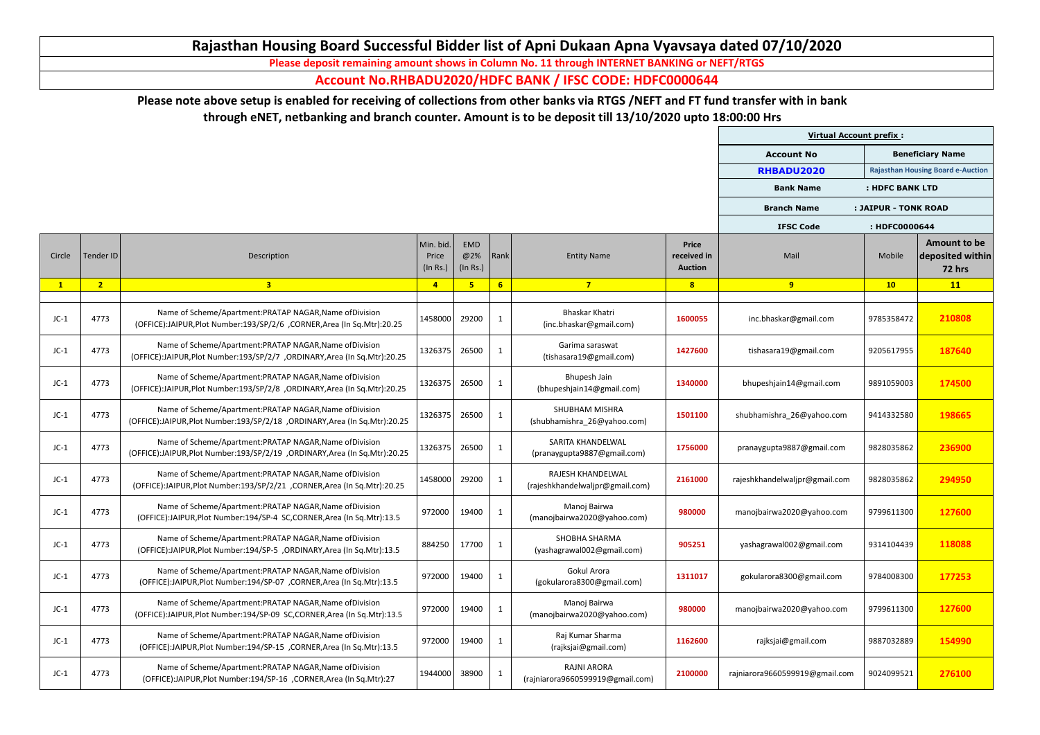# Rajasthan Housing Board Successful Bidder list of Apni Dukaan Apna Vyavsaya dated 07/10/2020

**Please deposit remaining amount shows in Column No. 11 through INTERNET BANKING or NEFT/RTGS**

**Account No.RHBADU2020/HDFC BANK / IFSC CODE: HDFC0000644**

**Please note above setup is enabled for receiving of collections from other banks via RTGS /NEFT and FT fund transfer with in bank through eNET, netbanking and branch counter. Amount is to be deposit till 13/10/2020 upto 18:00:00 Hrs**

| Virtual Account prefix : | |
|---|---|
| **Account No** | **Beneficiary Name** |
| **RHBADU2020** | **Rajasthan Housing Board e-Auction** |
| **Bank Name** | **: HDFC BANK LTD** |
| **Branch Name** | **: JAIPUR - TONK ROAD** |
| **IFSC Code** | **: HDFC0000644** |

| Circle | Tender ID | Description | Min. bid. Price (In Rs.) | EMD @2% (In Rs.) | Rank | Entity Name | Price received in Auction | Mail | Mobile | Amount to be deposited within 72 hrs |
|---|---|---|---|---|---|---|---|---|---|---|
| 1 | 2 | 3 | 4 | 5 | 6 | 7 | 8 | 9 | 10 | 11 |
| JC-1 | 4773 | Name of Scheme/Apartment:PRATAP NAGAR,Name ofDivision (OFFICE):JAIPUR,Plot Number:193/SP/2/6 ,CORNER,Area (In Sq.Mtr):20.25 | 1458000 | 29200 | 1 | Bhaskar Khatri (inc.bhaskar@gmail.com) | 1600055 | inc.bhaskar@gmail.com | 9785358472 | 210808 |
| JC-1 | 4773 | Name of Scheme/Apartment:PRATAP NAGAR,Name ofDivision (OFFICE):JAIPUR,Plot Number:193/SP/2/7 ,ORDINARY,Area (In Sq.Mtr):20.25 | 1326375 | 26500 | 1 | Garima saraswat (tishasara19@gmail.com) | 1427600 | tishasara19@gmail.com | 9205617955 | 187640 |
| JC-1 | 4773 | Name of Scheme/Apartment:PRATAP NAGAR,Name ofDivision (OFFICE):JAIPUR,Plot Number:193/SP/2/8 ,ORDINARY,Area (In Sq.Mtr):20.25 | 1326375 | 26500 | 1 | Bhupesh Jain (bhupeshjain14@gmail.com) | 1340000 | bhupeshjain14@gmail.com | 9891059003 | 174500 |
| JC-1 | 4773 | Name of Scheme/Apartment:PRATAP NAGAR,Name ofDivision (OFFICE):JAIPUR,Plot Number:193/SP/2/18 ,ORDINARY,Area (In Sq.Mtr):20.25 | 1326375 | 26500 | 1 | SHUBHAM MISHRA (shubhamishra_26@yahoo.com) | 1501100 | shubhamishra_26@yahoo.com | 9414332580 | 198665 |
| JC-1 | 4773 | Name of Scheme/Apartment:PRATAP NAGAR,Name ofDivision (OFFICE):JAIPUR,Plot Number:193/SP/2/19 ,ORDINARY,Area (In Sq.Mtr):20.25 | 1326375 | 26500 | 1 | SARITA KHANDELWAL (pranaygupta9887@gmail.com) | 1756000 | pranaygupta9887@gmail.com | 9828035862 | 236900 |
| JC-1 | 4773 | Name of Scheme/Apartment:PRATAP NAGAR,Name ofDivision (OFFICE):JAIPUR,Plot Number:193/SP/2/21 ,CORNER,Area (In Sq.Mtr):20.25 | 1458000 | 29200 | 1 | RAJESH KHANDELWAL (rajeshkhandelwaljpr@gmail.com) | 2161000 | rajeshkhandelwaljpr@gmail.com | 9828035862 | 294950 |
| JC-1 | 4773 | Name of Scheme/Apartment:PRATAP NAGAR,Name ofDivision (OFFICE):JAIPUR,Plot Number:194/SP-4 SC,CORNER,Area (In Sq.Mtr):13.5 | 972000 | 19400 | 1 | Manoj Bairwa (manojbairwa2020@yahoo.com) | 980000 | manojbairwa2020@yahoo.com | 9799611300 | 127600 |
| JC-1 | 4773 | Name of Scheme/Apartment:PRATAP NAGAR,Name ofDivision (OFFICE):JAIPUR,Plot Number:194/SP-5 ,ORDINARY,Area (In Sq.Mtr):13.5 | 884250 | 17700 | 1 | SHOBHA SHARMA (yashagrawal002@gmail.com) | 905251 | yashagrawal002@gmail.com | 9314104439 | 118088 |
| JC-1 | 4773 | Name of Scheme/Apartment:PRATAP NAGAR,Name ofDivision (OFFICE):JAIPUR,Plot Number:194/SP-07 ,CORNER,Area (In Sq.Mtr):13.5 | 972000 | 19400 | 1 | Gokul Arora (gokularora8300@gmail.com) | 1311017 | gokularora8300@gmail.com | 9784008300 | 177253 |
| JC-1 | 4773 | Name of Scheme/Apartment:PRATAP NAGAR,Name ofDivision (OFFICE):JAIPUR,Plot Number:194/SP-09 SC,CORNER,Area (In Sq.Mtr):13.5 | 972000 | 19400 | 1 | Manoj Bairwa (manojbairwa2020@yahoo.com) | 980000 | manojbairwa2020@yahoo.com | 9799611300 | 127600 |
| JC-1 | 4773 | Name of Scheme/Apartment:PRATAP NAGAR,Name ofDivision (OFFICE):JAIPUR,Plot Number:194/SP-15 ,CORNER,Area (In Sq.Mtr):13.5 | 972000 | 19400 | 1 | Raj Kumar Sharma (rajksjai@gmail.com) | 1162600 | rajksjai@gmail.com | 9887032889 | 154990 |
| JC-1 | 4773 | Name of Scheme/Apartment:PRATAP NAGAR,Name ofDivision (OFFICE):JAIPUR,Plot Number:194/SP-16 ,CORNER,Area (In Sq.Mtr):27 | 1944000 | 38900 | 1 | RAJNI ARORA (rajniarora9660599919@gmail.com) | 2100000 | rajniarora9660599919@gmail.com | 9024099521 | 276100 |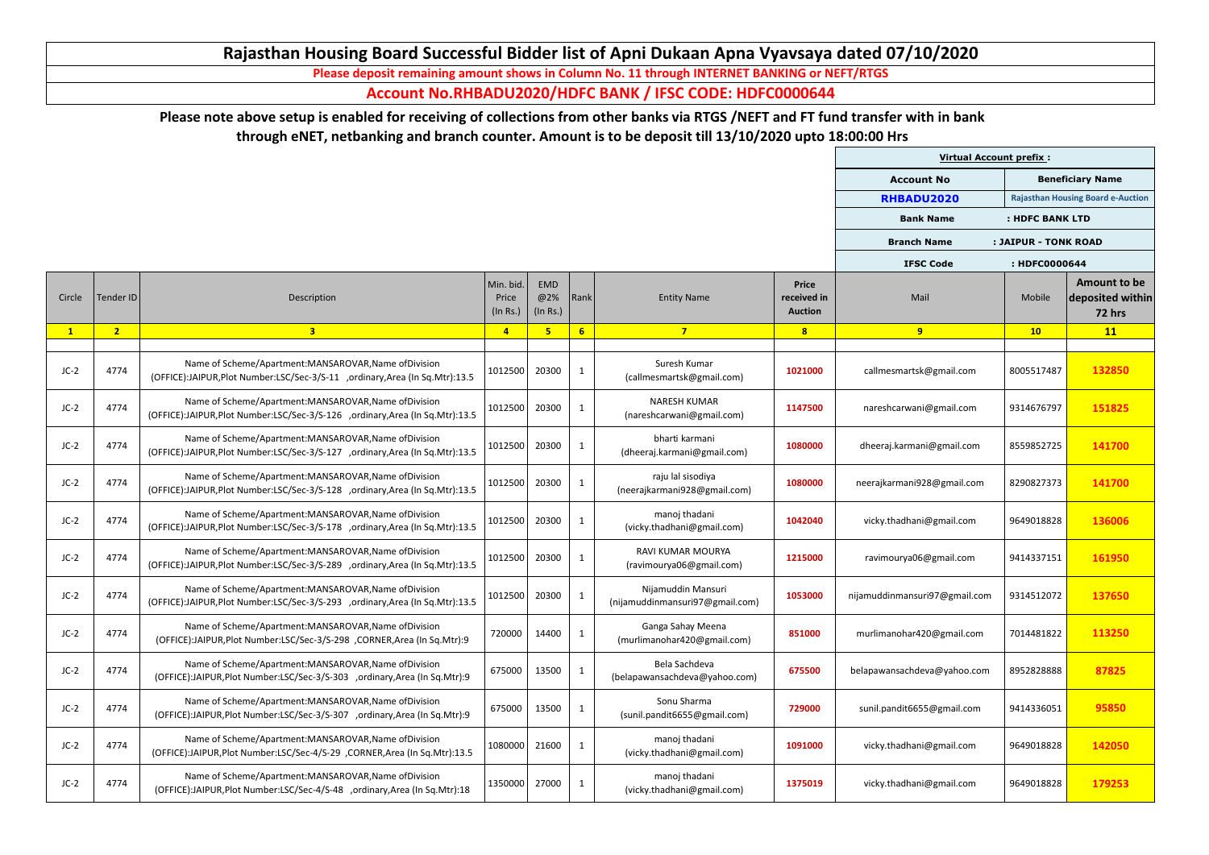# Rajasthan Housing Board Successful Bidder list of Apni Dukaan Apna Vyavsaya dated 07/10/2020

**Please deposit remaining amount shows in Column No. 11 through INTERNET BANKING or NEFT/RTGS**

**Account No.RHBADU2020/HDFC BANK / IFSC CODE: HDFC0000644**

**Please note above setup is enabled for receiving of collections from other banks via RTGS /NEFT and FT fund transfer with in bank through eNET, netbanking and branch counter. Amount is to be deposit till 13/10/2020 upto 18:00:00 Hrs**

| Virtual Account prefix : | |
|---|---|
| Account No | Beneficiary Name |
| RHBADU2020 | Rajasthan Housing Board e-Auction |
| Bank Name | : HDFC BANK LTD |
| Branch Name | : JAIPUR - TONK ROAD |
| IFSC Code | : HDFC0000644 |

| Circle | Tender ID | Description | Min. bid. Price (In Rs.) | EMD @2% (In Rs.) | Rank | Entity Name | Price received in Auction | Mail | Mobile | Amount to be deposited within 72 hrs |
|---|---|---|---|---|---|---|---|---|---|---|
| 1 | 2 | 3 | 4 | 5 | 6 | 7 | 8 | 9 | 10 | 11 |
| JC-2 | 4774 | Name of Scheme/Apartment:MANSAROVAR,Name ofDivision (OFFICE):JAIPUR,Plot Number:LSC/Sec-3/S-11 ,ordinary,Area (In Sq.Mtr):13.5 | 1012500 | 20300 | 1 | Suresh Kumar (callmesmartsk@gmail.com) | 1021000 | callmesmartsk@gmail.com | 8005517487 | 132850 |
| JC-2 | 4774 | Name of Scheme/Apartment:MANSAROVAR,Name ofDivision (OFFICE):JAIPUR,Plot Number:LSC/Sec-3/S-126 ,ordinary,Area (In Sq.Mtr):13.5 | 1012500 | 20300 | 1 | NARESH KUMAR (nareshcarwani@gmail.com) | 1147500 | nareshcarwani@gmail.com | 9314676797 | 151825 |
| JC-2 | 4774 | Name of Scheme/Apartment:MANSAROVAR,Name ofDivision (OFFICE):JAIPUR,Plot Number:LSC/Sec-3/S-127 ,ordinary,Area (In Sq.Mtr):13.5 | 1012500 | 20300 | 1 | bharti karmani (dheeraj.karmani@gmail.com) | 1080000 | dheeraj.karmani@gmail.com | 8559852725 | 141700 |
| JC-2 | 4774 | Name of Scheme/Apartment:MANSAROVAR,Name ofDivision (OFFICE):JAIPUR,Plot Number:LSC/Sec-3/S-128 ,ordinary,Area (In Sq.Mtr):13.5 | 1012500 | 20300 | 1 | raju lal sisodiya (neerajkarmani928@gmail.com) | 1080000 | neerajkarmani928@gmail.com | 8290827373 | 141700 |
| JC-2 | 4774 | Name of Scheme/Apartment:MANSAROVAR,Name ofDivision (OFFICE):JAIPUR,Plot Number:LSC/Sec-3/S-178 ,ordinary,Area (In Sq.Mtr):13.5 | 1012500 | 20300 | 1 | manoj thadani (vicky.thadhani@gmail.com) | 1042040 | vicky.thadhani@gmail.com | 9649018828 | 136006 |
| JC-2 | 4774 | Name of Scheme/Apartment:MANSAROVAR,Name ofDivision (OFFICE):JAIPUR,Plot Number:LSC/Sec-3/S-289 ,ordinary,Area (In Sq.Mtr):13.5 | 1012500 | 20300 | 1 | RAVI KUMAR MOURYA (ravimourya06@gmail.com) | 1215000 | ravimourya06@gmail.com | 9414337151 | 161950 |
| JC-2 | 4774 | Name of Scheme/Apartment:MANSAROVAR,Name ofDivision (OFFICE):JAIPUR,Plot Number:LSC/Sec-3/S-293 ,ordinary,Area (In Sq.Mtr):13.5 | 1012500 | 20300 | 1 | Nijamuddin Mansuri (nijamuddinmansuri97@gmail.com) | 1053000 | nijamuddinmansuri97@gmail.com | 9314512072 | 137650 |
| JC-2 | 4774 | Name of Scheme/Apartment:MANSAROVAR,Name ofDivision (OFFICE):JAIPUR,Plot Number:LSC/Sec-3/S-298 ,CORNER,Area (In Sq.Mtr):9 | 720000 | 14400 | 1 | Ganga Sahay Meena (murlimanohar420@gmail.com) | 851000 | murlimanohar420@gmail.com | 7014481822 | 113250 |
| JC-2 | 4774 | Name of Scheme/Apartment:MANSAROVAR,Name ofDivision (OFFICE):JAIPUR,Plot Number:LSC/Sec-3/S-303 ,ordinary,Area (In Sq.Mtr):9 | 675000 | 13500 | 1 | Bela Sachdeva (belapawansachdeva@yahoo.com) | 675500 | belapawansachdeva@yahoo.com | 8952828888 | 87825 |
| JC-2 | 4774 | Name of Scheme/Apartment:MANSAROVAR,Name ofDivision (OFFICE):JAIPUR,Plot Number:LSC/Sec-3/S-307 ,ordinary,Area (In Sq.Mtr):9 | 675000 | 13500 | 1 | Sonu Sharma (sunil.pandit6655@gmail.com) | 729000 | sunil.pandit6655@gmail.com | 9414336051 | 95850 |
| JC-2 | 4774 | Name of Scheme/Apartment:MANSAROVAR,Name ofDivision (OFFICE):JAIPUR,Plot Number:LSC/Sec-4/S-29 ,CORNER,Area (In Sq.Mtr):13.5 | 1080000 | 21600 | 1 | manoj thadani (vicky.thadhani@gmail.com) | 1091000 | vicky.thadhani@gmail.com | 9649018828 | 142050 |
| JC-2 | 4774 | Name of Scheme/Apartment:MANSAROVAR,Name ofDivision (OFFICE):JAIPUR,Plot Number:LSC/Sec-4/S-48 ,ordinary,Area (In Sq.Mtr):18 | 1350000 | 27000 | 1 | manoj thadani (vicky.thadhani@gmail.com) | 1375019 | vicky.thadhani@gmail.com | 9649018828 | 179253 |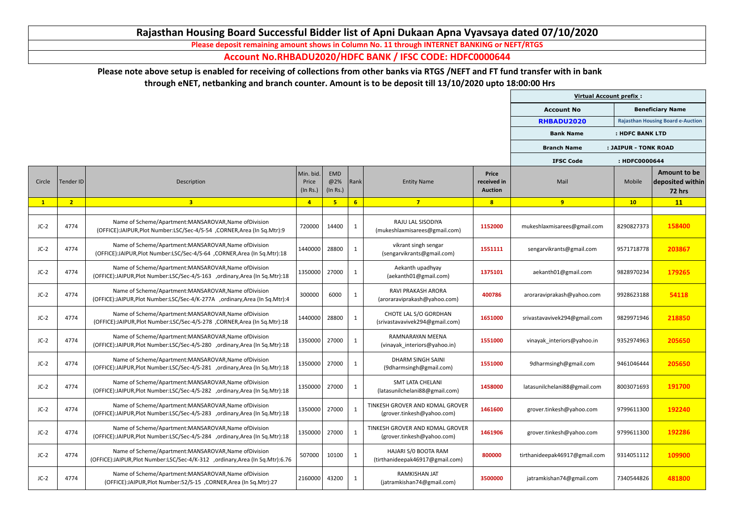# Rajasthan Housing Board Successful Bidder list of Apni Dukaan Apna Vyavsaya dated 07/10/2020

**Please deposit remaining amount shows in Column No. 11 through INTERNET BANKING or NEFT/RTGS**

**Account No.RHBADU2020/HDFC BANK / IFSC CODE: HDFC0000644**

**Please note above setup is enabled for receiving of collections from other banks via RTGS /NEFT and FT fund transfer with in bank through eNET, netbanking and branch counter. Amount is to be deposit till 13/10/2020 upto 18:00:00 Hrs**

| Virtual Account prefix : | |
|---|---|
| Account No | Beneficiary Name |
| RHBADU2020 | Rajasthan Housing Board e-Auction |
| Bank Name | : HDFC BANK LTD |
| Branch Name | : JAIPUR - TONK ROAD |
| IFSC Code | : HDFC0000644 |

| Circle | Tender ID | Description | Min. bid. Price (In Rs.) | EMD @2% (In Rs.) | Rank | Entity Name | Price received in Auction | Mail | Mobile | Amount to be deposited within 72 hrs |
|---|---|---|---|---|---|---|---|---|---|---|
| 1 | 2 | 3 | 4 | 5 | 6 | 7 | 8 | 9 | 10 | 11 |
| JC-2 | 4774 | Name of Scheme/Apartment:MANSAROVAR,Name ofDivision (OFFICE):JAIPUR,Plot Number:LSC/Sec-4/S-54 ,CORNER,Area (In Sq.Mtr):9 | 720000 | 14400 | 1 | RAJU LAL SISODIYA (mukeshlaxmisarees@gmail.com) | 1152000 | mukeshlaxmisarees@gmail.com | 8290827373 | 158400 |
| JC-2 | 4774 | Name of Scheme/Apartment:MANSAROVAR,Name ofDivision (OFFICE):JAIPUR,Plot Number:LSC/Sec-4/S-64 ,CORNER,Area (In Sq.Mtr):18 | 1440000 | 28800 | 1 | vikrant singh sengar (sengarvikrants@gmail.com) | 1551111 | sengarvikrants@gmail.com | 9571718778 | 203867 |
| JC-2 | 4774 | Name of Scheme/Apartment:MANSAROVAR,Name ofDivision (OFFICE):JAIPUR,Plot Number:LSC/Sec-4/S-163 ,ordinary,Area (In Sq.Mtr):18 | 1350000 | 27000 | 1 | Aekanth upadhyay (aekanth01@gmail.com) | 1375101 | aekanth01@gmail.com | 9828970234 | 179265 |
| JC-2 | 4774 | Name of Scheme/Apartment:MANSAROVAR,Name ofDivision (OFFICE):JAIPUR,Plot Number:LSC/Sec-4/K-277A ,ordinary,Area (In Sq.Mtr):4 | 300000 | 6000 | 1 | RAVI PRAKASH ARORA (aroraraviprakash@yahoo.com) | 400786 | aroraraviprakash@yahoo.com | 9928623188 | 54118 |
| JC-2 | 4774 | Name of Scheme/Apartment:MANSAROVAR,Name ofDivision (OFFICE):JAIPUR,Plot Number:LSC/Sec-4/S-278 ,CORNER,Area (In Sq.Mtr):18 | 1440000 | 28800 | 1 | CHOTE LAL S/O GORDHAN (srivastavavivek294@gmail.com) | 1651000 | srivastavavivek294@gmail.com | 9829971946 | 218850 |
| JC-2 | 4774 | Name of Scheme/Apartment:MANSAROVAR,Name ofDivision (OFFICE):JAIPUR,Plot Number:LSC/Sec-4/S-280 ,ordinary,Area (In Sq.Mtr):18 | 1350000 | 27000 | 1 | RAMNARAYAN MEENA (vinayak_interiors@yahoo.in) | 1551000 | vinayak_interiors@yahoo.in | 9352974963 | 205650 |
| JC-2 | 4774 | Name of Scheme/Apartment:MANSAROVAR,Name ofDivision (OFFICE):JAIPUR,Plot Number:LSC/Sec-4/S-281 ,ordinary,Area (In Sq.Mtr):18 | 1350000 | 27000 | 1 | DHARM SINGH SAINI (9dharmsingh@gmail.com) | 1551000 | 9dharmsingh@gmail.com | 9461046444 | 205650 |
| JC-2 | 4774 | Name of Scheme/Apartment:MANSAROVAR,Name ofDivision (OFFICE):JAIPUR,Plot Number:LSC/Sec-4/S-282 ,ordinary,Area (In Sq.Mtr):18 | 1350000 | 27000 | 1 | SMT LATA CHELANI (latasunilchelani88@gmail.com) | 1458000 | latasunilchelani88@gmail.com | 8003071693 | 191700 |
| JC-2 | 4774 | Name of Scheme/Apartment:MANSAROVAR,Name ofDivision (OFFICE):JAIPUR,Plot Number:LSC/Sec-4/S-283 ,ordinary,Area (In Sq.Mtr):18 | 1350000 | 27000 | 1 | TINKESH GROVER AND KOMAL GROVER (grover.tinkesh@yahoo.com) | 1461600 | grover.tinkesh@yahoo.com | 9799611300 | 192240 |
| JC-2 | 4774 | Name of Scheme/Apartment:MANSAROVAR,Name ofDivision (OFFICE):JAIPUR,Plot Number:LSC/Sec-4/S-284 ,ordinary,Area (In Sq.Mtr):18 | 1350000 | 27000 | 1 | TINKESH GROVER AND KOMAL GROVER (grover.tinkesh@yahoo.com) | 1461906 | grover.tinkesh@yahoo.com | 9799611300 | 192286 |
| JC-2 | 4774 | Name of Scheme/Apartment:MANSAROVAR,Name ofDivision (OFFICE):JAIPUR,Plot Number:LSC/Sec-4/K-312 ,ordinary,Area (In Sq.Mtr):6.76 | 507000 | 10100 | 1 | HAJARI S/0 BOOTA RAM (tirthanideepak46917@gmail.com) | 800000 | tirthanideepak46917@gmail.com | 9314051112 | 109900 |
| JC-2 | 4774 | Name of Scheme/Apartment:MANSAROVAR,Name ofDivision (OFFICE):JAIPUR,Plot Number:52/S-15 ,CORNER,Area (In Sq.Mtr):27 | 2160000 | 43200 | 1 | RAMKISHAN JAT (jatramkishan74@gmail.com) | 3500000 | jatramkishan74@gmail.com | 7340544826 | 481800 |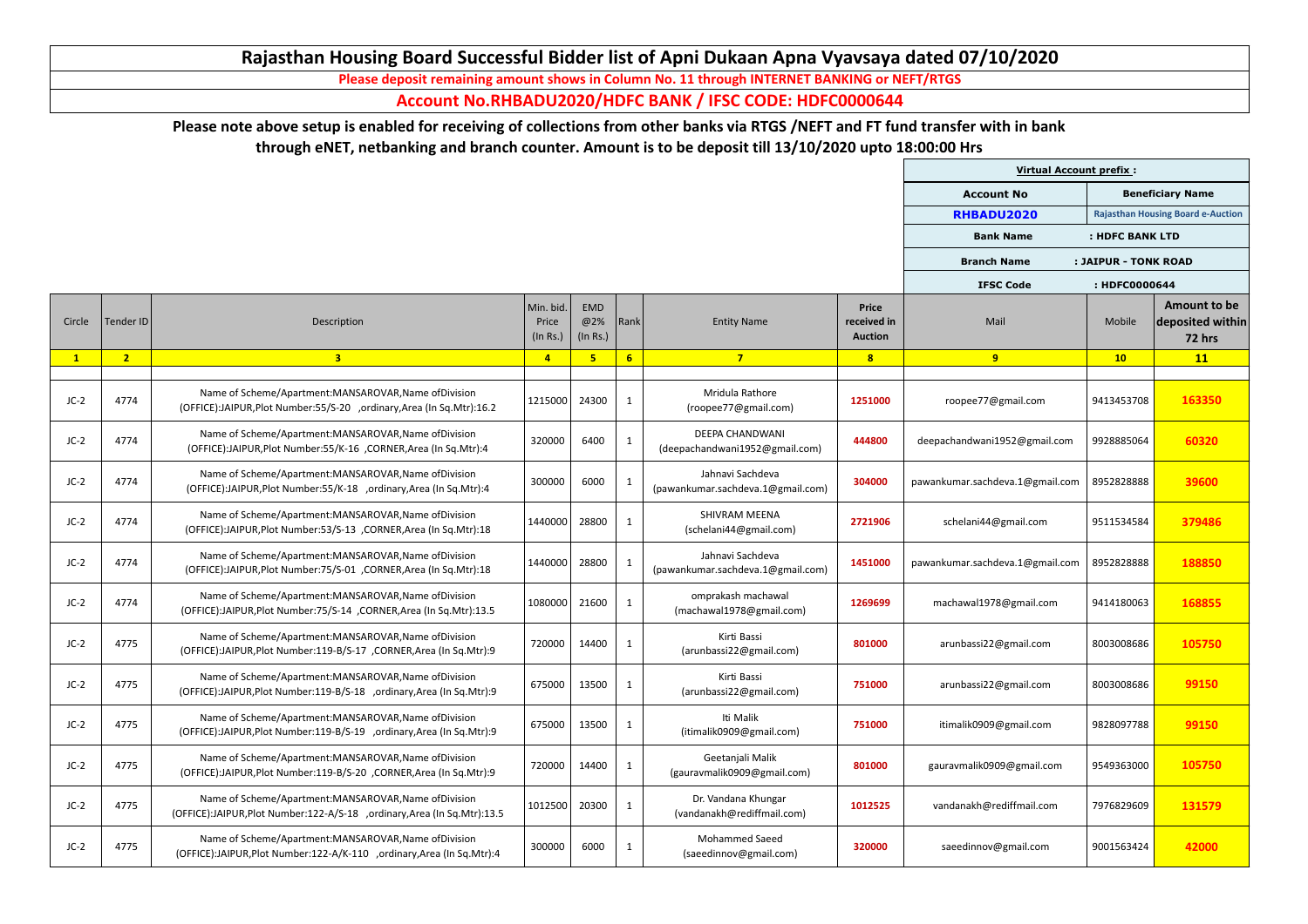# Rajasthan Housing Board Successful Bidder list of Apni Dukaan Apna Vyavsaya dated 07/10/2020

**Please deposit remaining amount shows in Column No. 11 through INTERNET BANKING or NEFT/RTGS**

**Account No.RHBADU2020/HDFC BANK / IFSC CODE: HDFC0000644**

**Please note above setup is enabled for receiving of collections from other banks via RTGS /NEFT and FT fund transfer with in bank through eNET, netbanking and branch counter. Amount is to be deposit till 13/10/2020 upto 18:00:00 Hrs**

| Virtual Account prefix : | |
|---|---|
| Account No | Beneficiary Name |
| RHBADU2020 | Rajasthan Housing Board e-Auction |
| Bank Name | : HDFC BANK LTD |
| Branch Name | : JAIPUR - TONK ROAD |
| IFSC Code | : HDFC0000644 |

| Circle | Tender ID | Description | Min. bid. Price (In Rs.) | EMD @2% (In Rs.) | Rank | Entity Name | Price received in Auction | Mail | Mobile | Amount to be deposited within 72 hrs |
|---|---|---|---|---|---|---|---|---|---|---|
| 1 | 2 | 3 | 4 | 5 | 6 | 7 | 8 | 9 | 10 | 11 |
| JC-2 | 4774 | Name of Scheme/Apartment:MANSAROVAR,Name ofDivision (OFFICE):JAIPUR,Plot Number:55/S-20 ,ordinary,Area (In Sq.Mtr):16.2 | 1215000 | 24300 | 1 | Mridula Rathore (roopee77@gmail.com) | 1251000 | roopee77@gmail.com | 9413453708 | 163350 |
| JC-2 | 4774 | Name of Scheme/Apartment:MANSAROVAR,Name ofDivision (OFFICE):JAIPUR,Plot Number:55/K-16 ,CORNER,Area (In Sq.Mtr):4 | 320000 | 6400 | 1 | DEEPA CHANDWANI (deepachandwani1952@gmail.com) | 444800 | deepachandwani1952@gmail.com | 9928885064 | 60320 |
| JC-2 | 4774 | Name of Scheme/Apartment:MANSAROVAR,Name ofDivision (OFFICE):JAIPUR,Plot Number:55/K-18 ,ordinary,Area (In Sq.Mtr):4 | 300000 | 6000 | 1 | Jahnavi Sachdeva (pawankumar.sachdeva.1@gmail.com) | 304000 | pawankumar.sachdeva.1@gmail.com | 8952828888 | 39600 |
| JC-2 | 4774 | Name of Scheme/Apartment:MANSAROVAR,Name ofDivision (OFFICE):JAIPUR,Plot Number:53/S-13 ,CORNER,Area (In Sq.Mtr):18 | 1440000 | 28800 | 1 | SHIVRAM MEENA (schelani44@gmail.com) | 2721906 | schelani44@gmail.com | 9511534584 | 379486 |
| JC-2 | 4774 | Name of Scheme/Apartment:MANSAROVAR,Name ofDivision (OFFICE):JAIPUR,Plot Number:75/S-01 ,CORNER,Area (In Sq.Mtr):18 | 1440000 | 28800 | 1 | Jahnavi Sachdeva (pawankumar.sachdeva.1@gmail.com) | 1451000 | pawankumar.sachdeva.1@gmail.com | 8952828888 | 188850 |
| JC-2 | 4774 | Name of Scheme/Apartment:MANSAROVAR,Name ofDivision (OFFICE):JAIPUR,Plot Number:75/S-14 ,CORNER,Area (In Sq.Mtr):13.5 | 1080000 | 21600 | 1 | omprakash machawal (machawal1978@gmail.com) | 1269699 | machawal1978@gmail.com | 9414180063 | 168855 |
| JC-2 | 4775 | Name of Scheme/Apartment:MANSAROVAR,Name ofDivision (OFFICE):JAIPUR,Plot Number:119-B/S-17 ,CORNER,Area (In Sq.Mtr):9 | 720000 | 14400 | 1 | Kirti Bassi (arunbassi22@gmail.com) | 801000 | arunbassi22@gmail.com | 8003008686 | 105750 |
| JC-2 | 4775 | Name of Scheme/Apartment:MANSAROVAR,Name ofDivision (OFFICE):JAIPUR,Plot Number:119-B/S-18 ,ordinary,Area (In Sq.Mtr):9 | 675000 | 13500 | 1 | Kirti Bassi (arunbassi22@gmail.com) | 751000 | arunbassi22@gmail.com | 8003008686 | 99150 |
| JC-2 | 4775 | Name of Scheme/Apartment:MANSAROVAR,Name ofDivision (OFFICE):JAIPUR,Plot Number:119-B/S-19 ,ordinary,Area (In Sq.Mtr):9 | 675000 | 13500 | 1 | Iti Malik (itimalik0909@gmail.com) | 751000 | itimalik0909@gmail.com | 9828097788 | 99150 |
| JC-2 | 4775 | Name of Scheme/Apartment:MANSAROVAR,Name ofDivision (OFFICE):JAIPUR,Plot Number:119-B/S-20 ,CORNER,Area (In Sq.Mtr):9 | 720000 | 14400 | 1 | Geetanjali Malik (gauravmalik0909@gmail.com) | 801000 | gauravmalik0909@gmail.com | 9549363000 | 105750 |
| JC-2 | 4775 | Name of Scheme/Apartment:MANSAROVAR,Name ofDivision (OFFICE):JAIPUR,Plot Number:122-A/S-18 ,ordinary,Area (In Sq.Mtr):13.5 | 1012500 | 20300 | 1 | Dr. Vandana Khungar (vandanakh@rediffmail.com) | 1012525 | vandanakh@rediffmail.com | 7976829609 | 131579 |
| JC-2 | 4775 | Name of Scheme/Apartment:MANSAROVAR,Name ofDivision (OFFICE):JAIPUR,Plot Number:122-A/K-110 ,ordinary,Area (In Sq.Mtr):4 | 300000 | 6000 | 1 | Mohammed Saeed (saeedinnov@gmail.com) | 320000 | saeedinnov@gmail.com | 9001563424 | 42000 |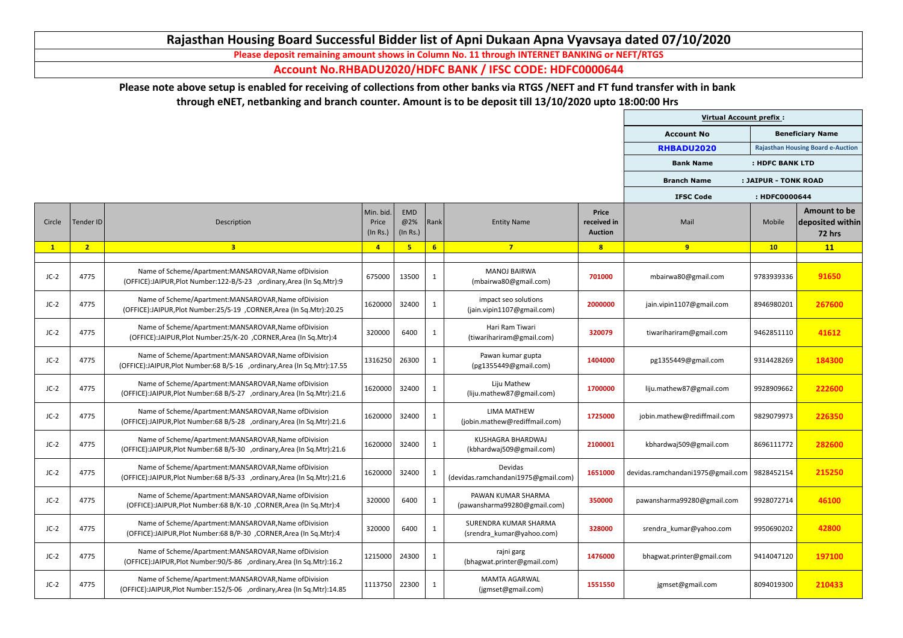# Rajasthan Housing Board Successful Bidder list of Apni Dukaan Apna Vyavsaya dated 07/10/2020

**Please deposit remaining amount shows in Column No. 11 through INTERNET BANKING or NEFT/RTGS**

**Account No.RHBADU2020/HDFC BANK / IFSC CODE: HDFC0000644**

**Please note above setup is enabled for receiving of collections from other banks via RTGS /NEFT and FT fund transfer with in bank through eNET, netbanking and branch counter. Amount is to be deposit till 13/10/2020 upto 18:00:00 Hrs**

| Virtual Account prefix : | |
|---|---|
| Account No | Beneficiary Name |
| RHBADU2020 | Rajasthan Housing Board e-Auction |
| Bank Name | : HDFC BANK LTD |
| Branch Name | : JAIPUR - TONK ROAD |
| IFSC Code | : HDFC0000644 |

| Circle | Tender ID | Description | Min. bid. Price (In Rs.) | EMD @2% (In Rs.) | Rank | Entity Name | Price received in Auction | Mail | Mobile | Amount to be deposited within 72 hrs |
|---|---|---|---|---|---|---|---|---|---|---|
| 1 | 2 | 3 | 4 | 5 | 6 | 7 | 8 | 9 | 10 | 11 |
| JC-2 | 4775 | Name of Scheme/Apartment:MANSAROVAR,Name ofDivision (OFFICE):JAIPUR,Plot Number:122-B/S-23 ,ordinary,Area (In Sq.Mtr):9 | 675000 | 13500 | 1 | MANOJ BAIRWA (mbairwa80@gmail.com) | 701000 | mbairwa80@gmail.com | 9783939336 | 91650 |
| JC-2 | 4775 | Name of Scheme/Apartment:MANSAROVAR,Name ofDivision (OFFICE):JAIPUR,Plot Number:25/S-19 ,CORNER,Area (In Sq.Mtr):20.25 | 1620000 | 32400 | 1 | impact seo solutions (jain.vipin1107@gmail.com) | 2000000 | jain.vipin1107@gmail.com | 8946980201 | 267600 |
| JC-2 | 4775 | Name of Scheme/Apartment:MANSAROVAR,Name ofDivision (OFFICE):JAIPUR,Plot Number:25/K-20 ,CORNER,Area (In Sq.Mtr):4 | 320000 | 6400 | 1 | Hari Ram Tiwari (tiwarihariram@gmail.com) | 320079 | tiwarihariram@gmail.com | 9462851110 | 41612 |
| JC-2 | 4775 | Name of Scheme/Apartment:MANSAROVAR,Name ofDivision (OFFICE):JAIPUR,Plot Number:68 B/S-16 ,ordinary,Area (In Sq.Mtr):17.55 | 1316250 | 26300 | 1 | Pawan kumar gupta (pg1355449@gmail.com) | 1404000 | pg1355449@gmail.com | 9314428269 | 184300 |
| JC-2 | 4775 | Name of Scheme/Apartment:MANSAROVAR,Name ofDivision (OFFICE):JAIPUR,Plot Number:68 B/S-27 ,ordinary,Area (In Sq.Mtr):21.6 | 1620000 | 32400 | 1 | Liju Mathew (liju.mathew87@gmail.com) | 1700000 | liju.mathew87@gmail.com | 9928909662 | 222600 |
| JC-2 | 4775 | Name of Scheme/Apartment:MANSAROVAR,Name ofDivision (OFFICE):JAIPUR,Plot Number:68 B/S-28 ,ordinary,Area (In Sq.Mtr):21.6 | 1620000 | 32400 | 1 | LIMA MATHEW (jobin.mathew@rediffmail.com) | 1725000 | jobin.mathew@rediffmail.com | 9829079973 | 226350 |
| JC-2 | 4775 | Name of Scheme/Apartment:MANSAROVAR,Name ofDivision (OFFICE):JAIPUR,Plot Number:68 B/S-30 ,ordinary,Area (In Sq.Mtr):21.6 | 1620000 | 32400 | 1 | KUSHAGRA BHARDWAJ (kbhardwaj509@gmail.com) | 2100001 | kbhardwaj509@gmail.com | 8696111772 | 282600 |
| JC-2 | 4775 | Name of Scheme/Apartment:MANSAROVAR,Name ofDivision (OFFICE):JAIPUR,Plot Number:68 B/S-33 ,ordinary,Area (In Sq.Mtr):21.6 | 1620000 | 32400 | 1 | Devidas (devidas.ramchandani1975@gmail.com) | 1651000 | devidas.ramchandani1975@gmail.com | 9828452154 | 215250 |
| JC-2 | 4775 | Name of Scheme/Apartment:MANSAROVAR,Name ofDivision (OFFICE):JAIPUR,Plot Number:68 B/K-10 ,CORNER,Area (In Sq.Mtr):4 | 320000 | 6400 | 1 | PAWAN KUMAR SHARMA (pawansharma99280@gmail.com) | 350000 | pawansharma99280@gmail.com | 9928072714 | 46100 |
| JC-2 | 4775 | Name of Scheme/Apartment:MANSAROVAR,Name ofDivision (OFFICE):JAIPUR,Plot Number:68 B/P-30 ,CORNER,Area (In Sq.Mtr):4 | 320000 | 6400 | 1 | SURENDRA KUMAR SHARMA (srendra_kumar@yahoo.com) | 328000 | srendra_kumar@yahoo.com | 9950690202 | 42800 |
| JC-2 | 4775 | Name of Scheme/Apartment:MANSAROVAR,Name ofDivision (OFFICE):JAIPUR,Plot Number:90/S-86 ,ordinary,Area (In Sq.Mtr):16.2 | 1215000 | 24300 | 1 | rajni garg (bhagwat.printer@gmail.com) | 1476000 | bhagwat.printer@gmail.com | 9414047120 | 197100 |
| JC-2 | 4775 | Name of Scheme/Apartment:MANSAROVAR,Name ofDivision (OFFICE):JAIPUR,Plot Number:152/S-06 ,ordinary,Area (In Sq.Mtr):14.85 | 1113750 | 22300 | 1 | MAMTA AGARWAL (jgmset@gmail.com) | 1551550 | jgmset@gmail.com | 8094019300 | 210433 |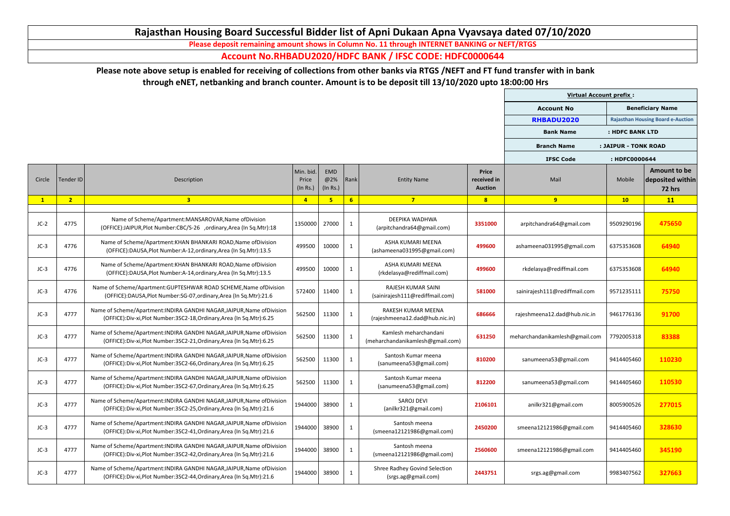# Rajasthan Housing Board Successful Bidder list of Apni Dukaan Apna Vyavsaya dated 07/10/2020

**Please deposit remaining amount shows in Column No. 11 through INTERNET BANKING or NEFT/RTGS**

## Account No.RHBADU2020/HDFC BANK / IFSC CODE: HDFC0000644

**Please note above setup is enabled for receiving of collections from other banks via RTGS /NEFT and FT fund transfer with in bank through eNET, netbanking and branch counter. Amount is to be deposit till 13/10/2020 upto 18:00:00 Hrs**

| Virtual Account prefix : | |
|---|---|
| Account No | Beneficiary Name |
| RHBADU2020 | Rajasthan Housing Board e-Auction |
| Bank Name | : HDFC BANK LTD |
| Branch Name | : JAIPUR - TONK ROAD |
| IFSC Code | : HDFC0000644 |

| Circle | Tender ID | Description | Min. bid. Price (In Rs.) | EMD @2% (In Rs.) | Rank | Entity Name | Price received in Auction | Mail | Mobile | Amount to be deposited within 72 hrs |
|---|---|---|---|---|---|---|---|---|---|---|
| 1 | 2 | 3 | 4 | 5 | 6 | 7 | 8 | 9 | 10 | 11 |
| JC-2 | 4775 | Name of Scheme/Apartment:MANSAROVAR,Name ofDivision (OFFICE):JAIPUR,Plot Number:CBC/S-26 ,ordinary,Area (In Sq.Mtr):18 | 1350000 | 27000 | 1 | DEEPIKA WADHWA (arpitchandra64@gmail.com) | 3351000 | arpitchandra64@gmail.com | 9509290196 | 475650 |
| JC-3 | 4776 | Name of Scheme/Apartment:KHAN BHANKARI ROAD,Name ofDivision (OFFICE):DAUSA,Plot Number:A-12,ordinary,Area (In Sq.Mtr):13.5 | 499500 | 10000 | 1 | ASHA KUMARI MEENA (ashameena031995@gmail.com) | 499600 | ashameena031995@gmail.com | 6375353608 | 64940 |
| JC-3 | 4776 | Name of Scheme/Apartment:KHAN BHANKARI ROAD,Name ofDivision (OFFICE):DAUSA,Plot Number:A-14,ordinary,Area (In Sq.Mtr):13.5 | 499500 | 10000 | 1 | ASHA KUMARI MEENA (rkdelasya@rediffmail.com) | 499600 | rkdelasya@rediffmail.com | 6375353608 | 64940 |
| JC-3 | 4776 | Name of Scheme/Apartment:GUPTESHWAR ROAD SCHEME,Name ofDivision (OFFICE):DAUSA,Plot Number:SG-07,ordinary,Area (In Sq.Mtr):21.6 | 572400 | 11400 | 1 | RAJESH KUMAR SAINI (sainirajesh111@rediffmail.com) | 581000 | sainirajesh111@rediffmail.com | 9571235111 | 75750 |
| JC-3 | 4777 | Name of Scheme/Apartment:INDIRA GANDHI NAGAR,JAIPUR,Name ofDivision (OFFICE):Div-xi,Plot Number:3SC2-18,Ordinary,Area (In Sq.Mtr):6.25 | 562500 | 11300 | 1 | RAKESH KUMAR MEENA (rajeshmeena12.dad@hub.nic.in) | 686666 | rajeshmeena12.dad@hub.nic.in | 9461776136 | 91700 |
| JC-3 | 4777 | Name of Scheme/Apartment:INDIRA GANDHI NAGAR,JAIPUR,Name ofDivision (OFFICE):Div-xi,Plot Number:3SC2-21,Ordinary,Area (In Sq.Mtr):6.25 | 562500 | 11300 | 1 | Kamlesh meharchandani (meharchandanikamlesh@gmail.com) | 631250 | meharchandanikamlesh@gmail.com | 7792005318 | 83388 |
| JC-3 | 4777 | Name of Scheme/Apartment:INDIRA GANDHI NAGAR,JAIPUR,Name ofDivision (OFFICE):Div-xi,Plot Number:3SC2-66,Ordinary,Area (In Sq.Mtr):6.25 | 562500 | 11300 | 1 | Santosh Kumar meena (sanumeena53@gmail.com) | 810200 | sanumeena53@gmail.com | 9414405460 | 110230 |
| JC-3 | 4777 | Name of Scheme/Apartment:INDIRA GANDHI NAGAR,JAIPUR,Name ofDivision (OFFICE):Div-xi,Plot Number:3SC2-67,Ordinary,Area (In Sq.Mtr):6.25 | 562500 | 11300 | 1 | Santosh Kumar meena (sanumeena53@gmail.com) | 812200 | sanumeena53@gmail.com | 9414405460 | 110530 |
| JC-3 | 4777 | Name of Scheme/Apartment:INDIRA GANDHI NAGAR,JAIPUR,Name ofDivision (OFFICE):Div-xi,Plot Number:3SC2-25,Ordinary,Area (In Sq.Mtr):21.6 | 1944000 | 38900 | 1 | SAROJ DEVI (anilkr321@gmail.com) | 2106101 | anilkr321@gmail.com | 8005900526 | 277015 |
| JC-3 | 4777 | Name of Scheme/Apartment:INDIRA GANDHI NAGAR,JAIPUR,Name ofDivision (OFFICE):Div-xi,Plot Number:3SC2-41,Ordinary,Area (In Sq.Mtr):21.6 | 1944000 | 38900 | 1 | Santosh meena (smeena12121986@gmail.com) | 2450200 | smeena12121986@gmail.com | 9414405460 | 328630 |
| JC-3 | 4777 | Name of Scheme/Apartment:INDIRA GANDHI NAGAR,JAIPUR,Name ofDivision (OFFICE):Div-xi,Plot Number:3SC2-42,Ordinary,Area (In Sq.Mtr):21.6 | 1944000 | 38900 | 1 | Santosh meena (smeena12121986@gmail.com) | 2560600 | smeena12121986@gmail.com | 9414405460 | 345190 |
| JC-3 | 4777 | Name of Scheme/Apartment:INDIRA GANDHI NAGAR,JAIPUR,Name ofDivision (OFFICE):Div-xi,Plot Number:3SC2-44,Ordinary,Area (In Sq.Mtr):21.6 | 1944000 | 38900 | 1 | Shree Radhey Govind Selection (srgs.ag@gmail.com) | 2443751 | srgs.ag@gmail.com | 9983407562 | 327663 |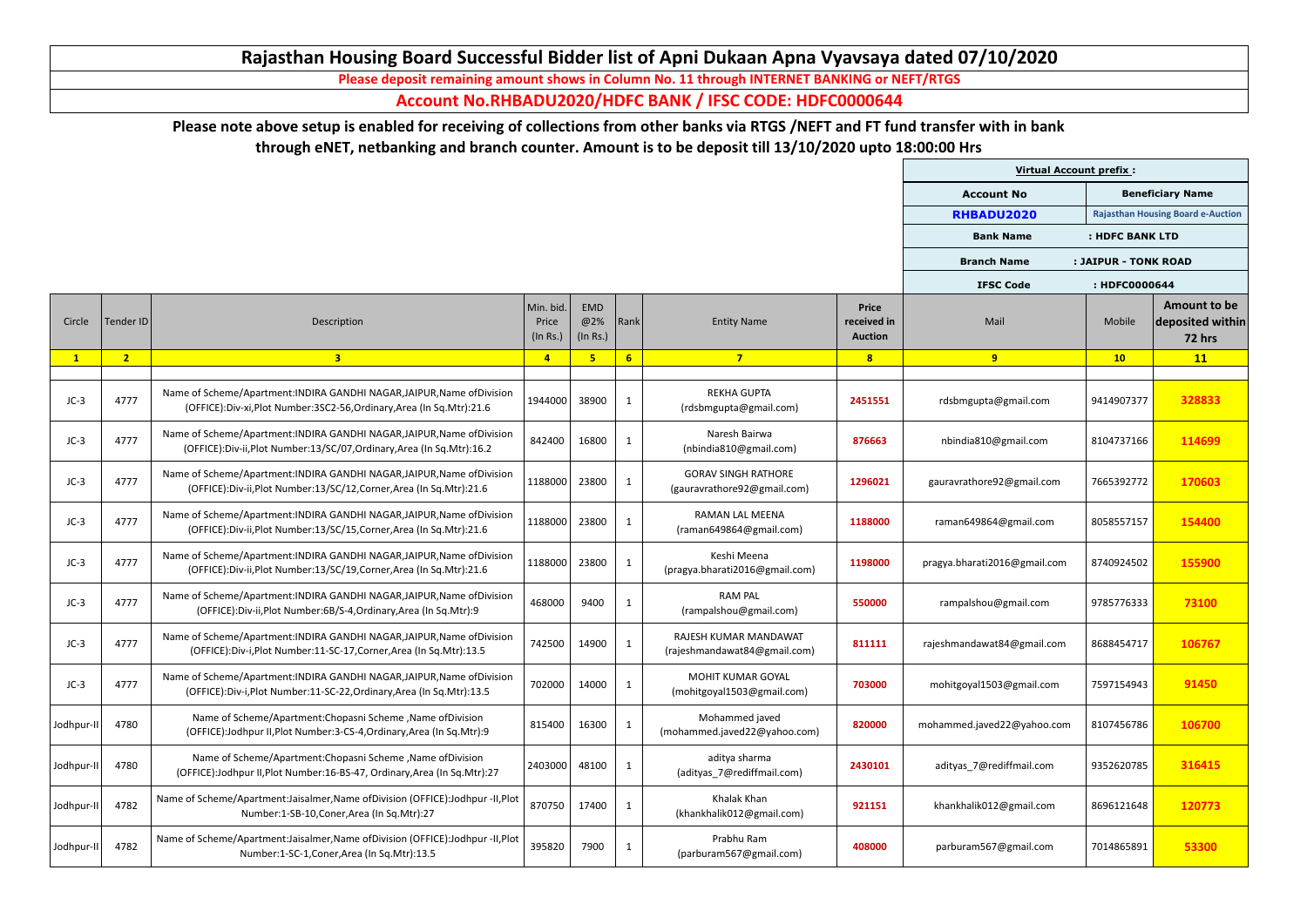# Rajasthan Housing Board Successful Bidder list of Apni Dukaan Apna Vyavsaya dated 07/10/2020

**Please deposit remaining amount shows in Column No. 11 through INTERNET BANKING or NEFT/RTGS**

**Account No.RHBADU2020/HDFC BANK / IFSC CODE: HDFC0000644**

**Please note above setup is enabled for receiving of collections from other banks via RTGS /NEFT and FT fund transfer with in bank through eNET, netbanking and branch counter. Amount is to be deposit till 13/10/2020 upto 18:00:00 Hrs**

| Virtual Account prefix : | |
|---|---|
| Account No | Beneficiary Name |
| RHBADU2020 | Rajasthan Housing Board e-Auction |
| Bank Name | : HDFC BANK LTD |
| Branch Name | : JAIPUR - TONK ROAD |
| IFSC Code | : HDFC0000644 |

| Circle | Tender ID | Description | Min. bid. Price (In Rs.) | EMD @2% (In Rs.) | Rank | Entity Name | Price received in Auction | Mail | Mobile | Amount to be deposited within 72 hrs |
|---|---|---|---|---|---|---|---|---|---|---|
| 1 | 2 | 3 | 4 | 5 | 6 | 7 | 8 | 9 | 10 | 11 |
| JC-3 | 4777 | Name of Scheme/Apartment:INDIRA GANDHI NAGAR,JAIPUR,Name ofDivision (OFFICE):Div-xi,Plot Number:3SC2-56,Ordinary,Area (In Sq.Mtr):21.6 | 1944000 | 38900 | 1 | REKHA GUPTA (rdsbmgupta@gmail.com) | 2451551 | rdsbmgupta@gmail.com | 9414907377 | 328833 |
| JC-3 | 4777 | Name of Scheme/Apartment:INDIRA GANDHI NAGAR,JAIPUR,Name ofDivision (OFFICE):Div-ii,Plot Number:13/SC/07,Ordinary,Area (In Sq.Mtr):16.2 | 842400 | 16800 | 1 | Naresh Bairwa (nbindia810@gmail.com) | 876663 | nbindia810@gmail.com | 8104737166 | 114699 |
| JC-3 | 4777 | Name of Scheme/Apartment:INDIRA GANDHI NAGAR,JAIPUR,Name ofDivision (OFFICE):Div-ii,Plot Number:13/SC/12,Corner,Area (In Sq.Mtr):21.6 | 1188000 | 23800 | 1 | GORAV SINGH RATHORE (gauravrathore92@gmail.com) | 1296021 | gauravrathore92@gmail.com | 7665392772 | 170603 |
| JC-3 | 4777 | Name of Scheme/Apartment:INDIRA GANDHI NAGAR,JAIPUR,Name ofDivision (OFFICE):Div-ii,Plot Number:13/SC/15,Corner,Area (In Sq.Mtr):21.6 | 1188000 | 23800 | 1 | RAMAN LAL MEENA (raman649864@gmail.com) | 1188000 | raman649864@gmail.com | 8058557157 | 154400 |
| JC-3 | 4777 | Name of Scheme/Apartment:INDIRA GANDHI NAGAR,JAIPUR,Name ofDivision (OFFICE):Div-ii,Plot Number:13/SC/19,Corner,Area (In Sq.Mtr):21.6 | 1188000 | 23800 | 1 | Keshi Meena (pragya.bharati2016@gmail.com) | 1198000 | pragya.bharati2016@gmail.com | 8740924502 | 155900 |
| JC-3 | 4777 | Name of Scheme/Apartment:INDIRA GANDHI NAGAR,JAIPUR,Name ofDivision (OFFICE):Div-ii,Plot Number:6B/S-4,Ordinary,Area (In Sq.Mtr):9 | 468000 | 9400 | 1 | RAM PAL (rampalshou@gmail.com) | 550000 | rampalshou@gmail.com | 9785776333 | 73100 |
| JC-3 | 4777 | Name of Scheme/Apartment:INDIRA GANDHI NAGAR,JAIPUR,Name ofDivision (OFFICE):Div-i,Plot Number:11-SC-17,Corner,Area (In Sq.Mtr):13.5 | 742500 | 14900 | 1 | RAJESH KUMAR MANDAWAT (rajeshmandawat84@gmail.com) | 811111 | rajeshmandawat84@gmail.com | 8688454717 | 106767 |
| JC-3 | 4777 | Name of Scheme/Apartment:INDIRA GANDHI NAGAR,JAIPUR,Name ofDivision (OFFICE):Div-i,Plot Number:11-SC-22,Ordinary,Area (In Sq.Mtr):13.5 | 702000 | 14000 | 1 | MOHIT KUMAR GOYAL (mohitgoyal1503@gmail.com) | 703000 | mohitgoyal1503@gmail.com | 7597154943 | 91450 |
| Jodhpur-II | 4780 | Name of Scheme/Apartment:Chopasni Scheme ,Name ofDivision (OFFICE):Jodhpur II,Plot Number:3-CS-4,Ordinary,Area (In Sq.Mtr):9 | 815400 | 16300 | 1 | Mohammed javed (mohammed.javed22@yahoo.com) | 820000 | mohammed.javed22@yahoo.com | 8107456786 | 106700 |
| Jodhpur-II | 4780 | Name of Scheme/Apartment:Chopasni Scheme ,Name ofDivision (OFFICE):Jodhpur II,Plot Number:16-BS-47, Ordinary,Area (In Sq.Mtr):27 | 2403000 | 48100 | 1 | aditya sharma (adityas_7@rediffmail.com) | 2430101 | adityas_7@rediffmail.com | 9352620785 | 316415 |
| Jodhpur-II | 4782 | Name of Scheme/Apartment:Jaisalmer,Name ofDivision (OFFICE):Jodhpur -II,Plot Number:1-SB-10,Coner,Area (In Sq.Mtr):27 | 870750 | 17400 | 1 | Khalak Khan (khankhalik012@gmail.com) | 921151 | khankhalik012@gmail.com | 8696121648 | 120773 |
| Jodhpur-II | 4782 | Name of Scheme/Apartment:Jaisalmer,Name ofDivision (OFFICE):Jodhpur -II,Plot Number:1-SC-1,Coner,Area (In Sq.Mtr):13.5 | 395820 | 7900 | 1 | Prabhu Ram (parburam567@gmail.com) | 408000 | parburam567@gmail.com | 7014865891 | 53300 |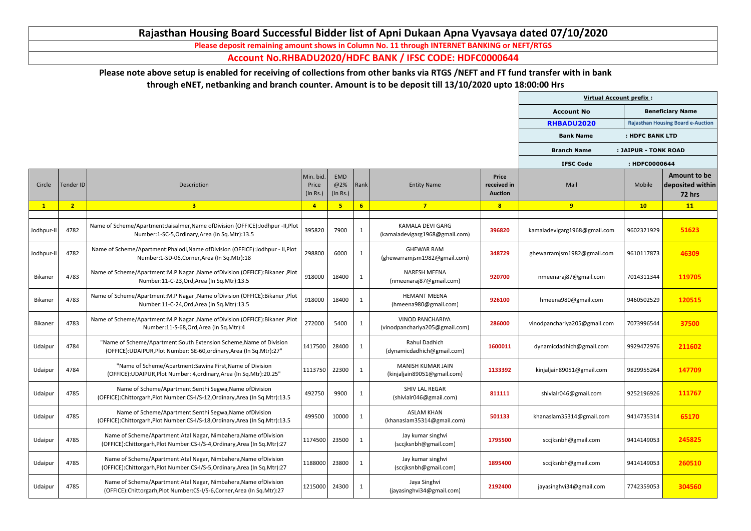# Rajasthan Housing Board Successful Bidder list of Apni Dukaan Apna Vyavsaya dated 07/10/2020

**Please deposit remaining amount shows in Column No. 11 through INTERNET BANKING or NEFT/RTGS**

**Account No.RHBADU2020/HDFC BANK / IFSC CODE: HDFC0000644**

**Please note above setup is enabled for receiving of collections from other banks via RTGS /NEFT and FT fund transfer with in bank through eNET, netbanking and branch counter. Amount is to be deposit till 13/10/2020 upto 18:00:00 Hrs**

| Virtual Account prefix : | |
|---|---|
| Account No | Beneficiary Name |
| RHBADU2020 | Rajasthan Housing Board e-Auction |
| Bank Name | : HDFC BANK LTD |
| Branch Name | : JAIPUR - TONK ROAD |
| IFSC Code | : HDFC0000644 |

| Circle | Tender ID | Description | Min. bid. Price (In Rs.) | EMD @2% (In Rs.) | Rank | Entity Name | Price received in Auction | Mail | Mobile | Amount to be deposited within 72 hrs |
|---|---|---|---|---|---|---|---|---|---|---|
| 1 | 2 | 3 | 4 | 5 | 6 | 7 | 8 | 9 | 10 | 11 |
| Jodhpur-II | 4782 | Name of Scheme/Apartment:Jaisalmer,Name ofDivision (OFFICE):Jodhpur -II,Plot Number:1-SC-5,Ordinary,Area (In Sq.Mtr):13.5 | 395820 | 7900 | 1 | KAMALA DEVI GARG (kamaladevigarg1968@gmail.com) | 396820 | kamaladevigarg1968@gmail.com | 9602321929 | 51623 |
| Jodhpur-II | 4782 | Name of Scheme/Apartment:Phalodi,Name ofDivision (OFFICE):Jodhpur - II,Plot Number:1-SD-06,Corner,Area (In Sq.Mtr):18 | 298800 | 6000 | 1 | GHEWAR RAM (ghewarramjsm1982@gmail.com) | 348729 | ghewarramjsm1982@gmail.com | 9610117873 | 46309 |
| Bikaner | 4783 | Name of Scheme/Apartment:M.P Nagar ,Name ofDivision (OFFICE):Bikaner ,Plot Number:11-C-23,Ord,Area (In Sq.Mtr):13.5 | 918000 | 18400 | 1 | NARESH MEENA (nmeenaraj87@gmail.com) | 920700 | nmeenaraj87@gmail.com | 7014311344 | 119705 |
| Bikaner | 4783 | Name of Scheme/Apartment:M.P Nagar ,Name ofDivision (OFFICE):Bikaner ,Plot Number:11-C-24,Ord,Area (In Sq.Mtr):13.5 | 918000 | 18400 | 1 | HEMANT MEENA (hmeena980@gmail.com) | 926100 | hmeena980@gmail.com | 9460502529 | 120515 |
| Bikaner | 4783 | Name of Scheme/Apartment:M.P Nagar ,Name ofDivision (OFFICE):Bikaner ,Plot Number:11-S-68,Ord,Area (In Sq.Mtr):4 | 272000 | 5400 | 1 | VINOD PANCHARIYA (vinodpanchariya205@gmail.com) | 286000 | vinodpanchariya205@gmail.com | 7073996544 | 37500 |
| Udaipur | 4784 | "Name of Scheme/Apartment:South Extension Scheme,Name of Division (OFFICE):UDAIPUR,Plot Number: SE-60,ordinary,Area (In Sq.Mtr):27" | 1417500 | 28400 | 1 | Rahul Dadhich (dynamicdadhich@gmail.com) | 1600011 | dynamicdadhich@gmail.com | 9929472976 | 211602 |
| Udaipur | 4784 | "Name of Scheme/Apartment:Sawina First,Name of Division (OFFICE):UDAIPUR,Plot Number: 4,ordinary,Area (In Sq.Mtr):20.25" | 1113750 | 22300 | 1 | MANISH KUMAR JAIN (kinjaljain89051@gmail.com) | 1133392 | kinjaljain89051@gmail.com | 9829955264 | 147709 |
| Udaipur | 4785 | Name of Scheme/Apartment:Senthi Segwa,Name ofDivision (OFFICE):Chittorgarh,Plot Number:CS-I/S-12,Ordinary,Area (In Sq.Mtr):13.5 | 492750 | 9900 | 1 | SHIV LAL REGAR (shivlalr046@gmail.com) | 811111 | shivlalr046@gmail.com | 9252196926 | 111767 |
| Udaipur | 4785 | Name of Scheme/Apartment:Senthi Segwa,Name ofDivision (OFFICE):Chittorgarh,Plot Number:CS-I/S-18,Ordinary,Area (In Sq.Mtr):13.5 | 499500 | 10000 | 1 | ASLAM KHAN (khanaslam35314@gmail.com) | 501133 | khanaslam35314@gmail.com | 9414735314 | 65170 |
| Udaipur | 4785 | Name of Scheme/Apartment:Atal Nagar, Nimbahera,Name ofDivision (OFFICE):Chittorgarh,Plot Number:CS-I/S-4,Ordinary,Area (In Sq.Mtr):27 | 1174500 | 23500 | 1 | Jay kumar singhvi (sccjksnbh@gmail.com) | 1795500 | sccjksnbh@gmail.com | 9414149053 | 245825 |
| Udaipur | 4785 | Name of Scheme/Apartment:Atal Nagar, Nimbahera,Name ofDivision (OFFICE):Chittorgarh,Plot Number:CS-I/S-5,Ordinary,Area (In Sq.Mtr):27 | 1188000 | 23800 | 1 | Jay kumar singhvi (sccjksnbh@gmail.com) | 1895400 | sccjksnbh@gmail.com | 9414149053 | 260510 |
| Udaipur | 4785 | Name of Scheme/Apartment:Atal Nagar, Nimbahera,Name ofDivision (OFFICE):Chittorgarh,Plot Number:CS-I/S-6,Corner,Area (In Sq.Mtr):27 | 1215000 | 24300 | 1 | Jaya Singhvi (jayasinghvi34@gmail.com) | 2192400 | jayasinghvi34@gmail.com | 7742359053 | 304560 |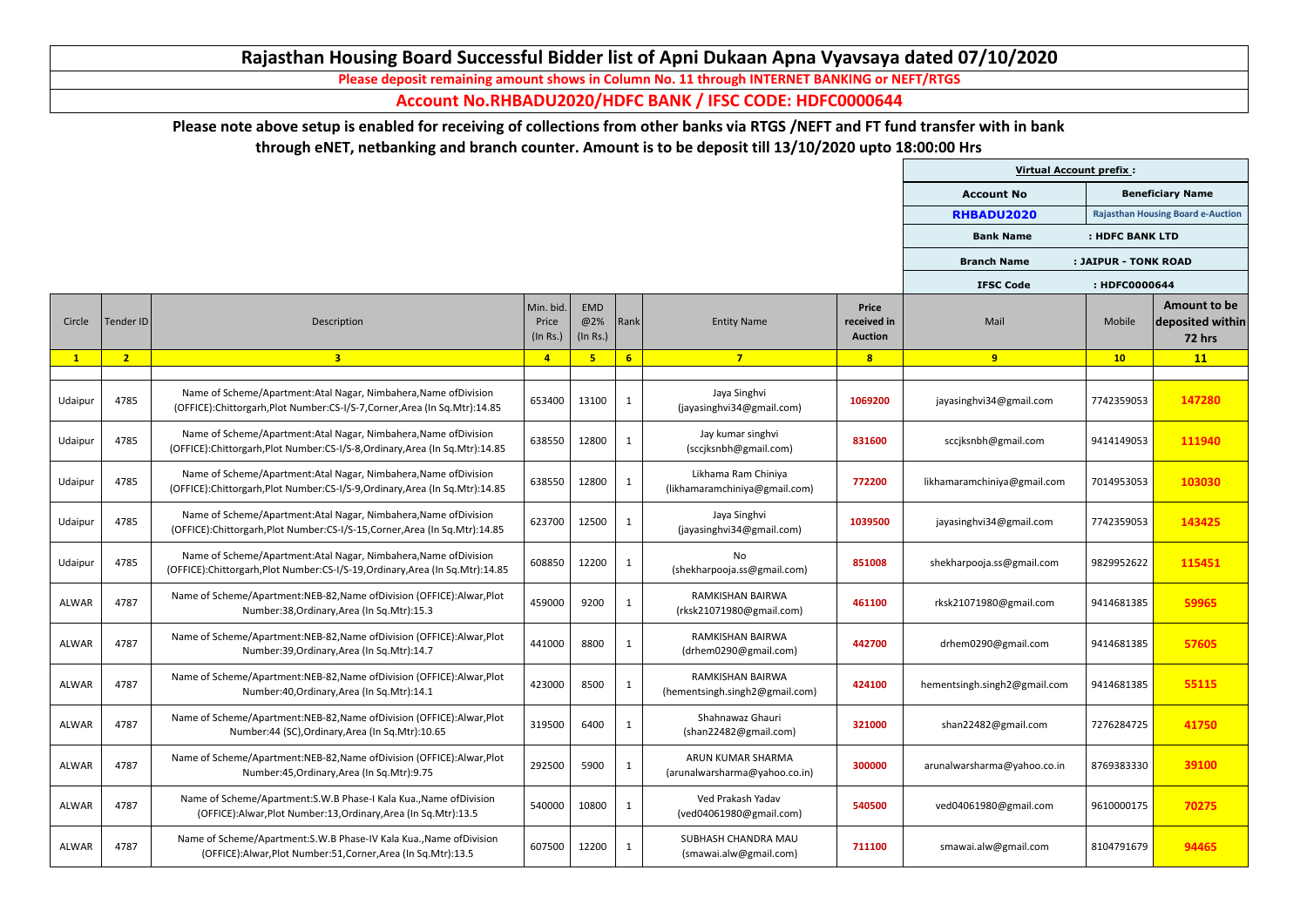# Rajasthan Housing Board Successful Bidder list of Apni Dukaan Apna Vyavsaya dated 07/10/2020

**Please deposit remaining amount shows in Column No. 11 through INTERNET BANKING or NEFT/RTGS**

**Account No.RHBADU2020/HDFC BANK / IFSC CODE: HDFC0000644**

**Please note above setup is enabled for receiving of collections from other banks via RTGS /NEFT and FT fund transfer with in bank through eNET, netbanking and branch counter. Amount is to be deposit till 13/10/2020 upto 18:00:00 Hrs**

| Virtual Account prefix : | |
|---|---|
| Account No | Beneficiary Name |
| RHBADU2020 | Rajasthan Housing Board e-Auction |
| Bank Name | : HDFC BANK LTD |
| Branch Name | : JAIPUR - TONK ROAD |
| IFSC Code | : HDFC0000644 |

| Circle | Tender ID | Description | Min. bid. Price (In Rs.) | EMD @2% (In Rs.) | Rank | Entity Name | Price received in Auction | Mail | Mobile | Amount to be deposited within 72 hrs |
|---|---|---|---|---|---|---|---|---|---|---|
| 1 | 2 | 3 | 4 | 5 | 6 | 7 | 8 | 9 | 10 | 11 |
| Udaipur | 4785 | Name of Scheme/Apartment:Atal Nagar, Nimbahera,Name ofDivision (OFFICE):Chittorgarh,Plot Number:CS-I/S-7,Corner,Area (In Sq.Mtr):14.85 | 653400 | 13100 | 1 | Jaya Singhvi (jayasinghvi34@gmail.com) | 1069200 | jayasinghvi34@gmail.com | 7742359053 | 147280 |
| Udaipur | 4785 | Name of Scheme/Apartment:Atal Nagar, Nimbahera,Name ofDivision (OFFICE):Chittorgarh,Plot Number:CS-I/S-8,Ordinary,Area (In Sq.Mtr):14.85 | 638550 | 12800 | 1 | Jay kumar singhvi (sccjksnbh@gmail.com) | 831600 | sccjksnbh@gmail.com | 9414149053 | 111940 |
| Udaipur | 4785 | Name of Scheme/Apartment:Atal Nagar, Nimbahera,Name ofDivision (OFFICE):Chittorgarh,Plot Number:CS-I/S-9,Ordinary,Area (In Sq.Mtr):14.85 | 638550 | 12800 | 1 | Likhama Ram Chiniya (likhamaramchiniya@gmail.com) | 772200 | likhamaramchiniya@gmail.com | 7014953053 | 103030 |
| Udaipur | 4785 | Name of Scheme/Apartment:Atal Nagar, Nimbahera,Name ofDivision (OFFICE):Chittorgarh,Plot Number:CS-I/S-15,Corner,Area (In Sq.Mtr):14.85 | 623700 | 12500 | 1 | Jaya Singhvi (jayasinghvi34@gmail.com) | 1039500 | jayasinghvi34@gmail.com | 7742359053 | 143425 |
| Udaipur | 4785 | Name of Scheme/Apartment:Atal Nagar, Nimbahera,Name ofDivision (OFFICE):Chittorgarh,Plot Number:CS-I/S-19,Ordinary,Area (In Sq.Mtr):14.85 | 608850 | 12200 | 1 | No (shekharpooja.ss@gmail.com) | 851008 | shekharpooja.ss@gmail.com | 9829952622 | 115451 |
| ALWAR | 4787 | Name of Scheme/Apartment:NEB-82,Name ofDivision (OFFICE):Alwar,Plot Number:38,Ordinary,Area (In Sq.Mtr):15.3 | 459000 | 9200 | 1 | RAMKISHAN BAIRWA (rksk21071980@gmail.com) | 461100 | rksk21071980@gmail.com | 9414681385 | 59965 |
| ALWAR | 4787 | Name of Scheme/Apartment:NEB-82,Name ofDivision (OFFICE):Alwar,Plot Number:39,Ordinary,Area (In Sq.Mtr):14.7 | 441000 | 8800 | 1 | RAMKISHAN BAIRWA (drhem0290@gmail.com) | 442700 | drhem0290@gmail.com | 9414681385 | 57605 |
| ALWAR | 4787 | Name of Scheme/Apartment:NEB-82,Name ofDivision (OFFICE):Alwar,Plot Number:40,Ordinary,Area (In Sq.Mtr):14.1 | 423000 | 8500 | 1 | RAMKISHAN BAIRWA (hementsingh.singh2@gmail.com) | 424100 | hementsingh.singh2@gmail.com | 9414681385 | 55115 |
| ALWAR | 4787 | Name of Scheme/Apartment:NEB-82,Name ofDivision (OFFICE):Alwar,Plot Number:44 (SC),Ordinary,Area (In Sq.Mtr):10.65 | 319500 | 6400 | 1 | Shahnawaz Ghauri (shan22482@gmail.com) | 321000 | shan22482@gmail.com | 7276284725 | 41750 |
| ALWAR | 4787 | Name of Scheme/Apartment:NEB-82,Name ofDivision (OFFICE):Alwar,Plot Number:45,Ordinary,Area (In Sq.Mtr):9.75 | 292500 | 5900 | 1 | ARUN KUMAR SHARMA (arunalwarsharma@yahoo.co.in) | 300000 | arunalwarsharma@yahoo.co.in | 8769383330 | 39100 |
| ALWAR | 4787 | Name of Scheme/Apartment:S.W.B Phase-I Kala Kua.,Name ofDivision (OFFICE):Alwar,Plot Number:13,Ordinary,Area (In Sq.Mtr):13.5 | 540000 | 10800 | 1 | Ved Prakash Yadav (ved04061980@gmail.com) | 540500 | ved04061980@gmail.com | 9610000175 | 70275 |
| ALWAR | 4787 | Name of Scheme/Apartment:S.W.B Phase-IV Kala Kua.,Name ofDivision (OFFICE):Alwar,Plot Number:51,Corner,Area (In Sq.Mtr):13.5 | 607500 | 12200 | 1 | SUBHASH CHANDRA MAU (smawai.alw@gmail.com) | 711100 | smawai.alw@gmail.com | 8104791679 | 94465 |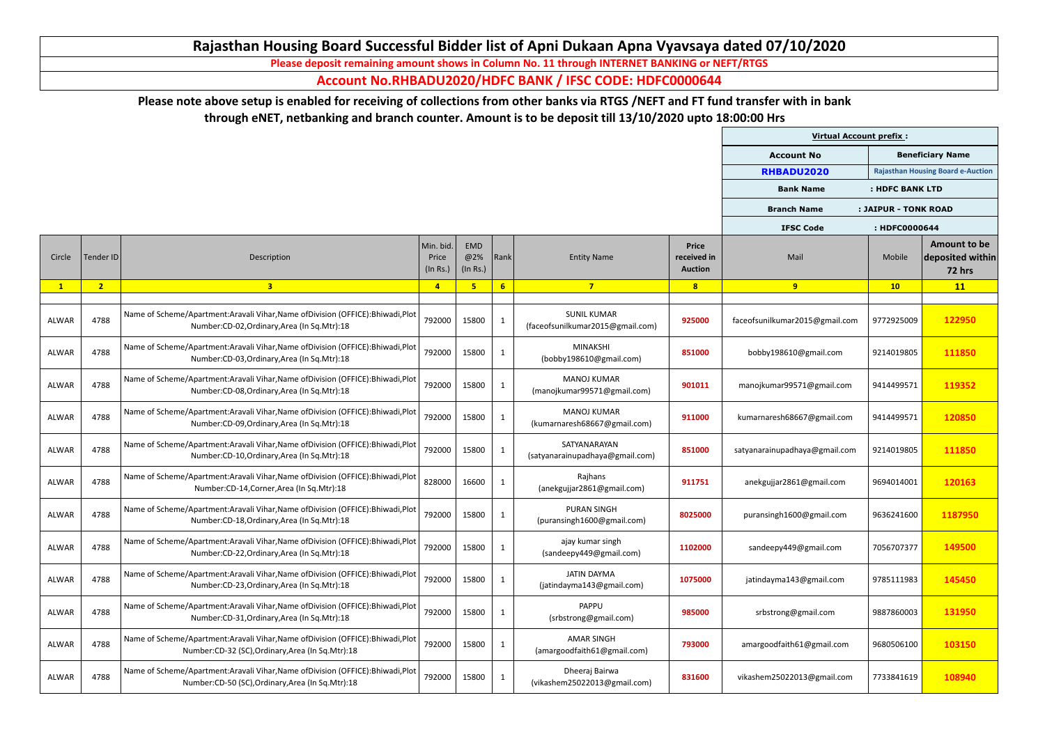# Rajasthan Housing Board Successful Bidder list of Apni Dukaan Apna Vyavsaya dated 07/10/2020

**Please deposit remaining amount shows in Column No. 11 through INTERNET BANKING or NEFT/RTGS**

**Account No.RHBADU2020/HDFC BANK / IFSC CODE: HDFC0000644**

**Please note above setup is enabled for receiving of collections from other banks via RTGS /NEFT and FT fund transfer with in bank through eNET, netbanking and branch counter. Amount is to be deposit till 13/10/2020 upto 18:00:00 Hrs**

| Virtual Account prefix : | |
|---|---|
| Account No | Beneficiary Name |
| RHBADU2020 | Rajasthan Housing Board e-Auction |
| Bank Name | : HDFC BANK LTD |
| Branch Name | : JAIPUR - TONK ROAD |
| IFSC Code | : HDFC0000644 |

| Circle | Tender ID | Description | Min. bid. Price (In Rs.) | EMD @2% (In Rs.) | Rank | Entity Name | Price received in Auction | Mail | Mobile | Amount to be deposited within 72 hrs |
|---|---|---|---|---|---|---|---|---|---|---|
| 1 | 2 | 3 | 4 | 5 | 6 | 7 | 8 | 9 | 10 | 11 |
| ALWAR | 4788 | Name of Scheme/Apartment:Aravali Vihar,Name ofDivision (OFFICE):Bhiwadi,Plot Number:CD-02,Ordinary,Area (In Sq.Mtr):18 | 792000 | 15800 | 1 | SUNIL KUMAR (faceofsunilkumar2015@gmail.com) | 925000 | faceofsunilkumar2015@gmail.com | 9772925009 | 122950 |
| ALWAR | 4788 | Name of Scheme/Apartment:Aravali Vihar,Name ofDivision (OFFICE):Bhiwadi,Plot Number:CD-03,Ordinary,Area (In Sq.Mtr):18 | 792000 | 15800 | 1 | MINAKSHI (bobby198610@gmail.com) | 851000 | bobby198610@gmail.com | 9214019805 | 111850 |
| ALWAR | 4788 | Name of Scheme/Apartment:Aravali Vihar,Name ofDivision (OFFICE):Bhiwadi,Plot Number:CD-08,Ordinary,Area (In Sq.Mtr):18 | 792000 | 15800 | 1 | MANOJ KUMAR (manojkumar99571@gmail.com) | 901011 | manojkumar99571@gmail.com | 9414499571 | 119352 |
| ALWAR | 4788 | Name of Scheme/Apartment:Aravali Vihar,Name ofDivision (OFFICE):Bhiwadi,Plot Number:CD-09,Ordinary,Area (In Sq.Mtr):18 | 792000 | 15800 | 1 | MANOJ KUMAR (kumarnaresh68667@gmail.com) | 911000 | kumarnaresh68667@gmail.com | 9414499571 | 120850 |
| ALWAR | 4788 | Name of Scheme/Apartment:Aravali Vihar,Name ofDivision (OFFICE):Bhiwadi,Plot Number:CD-10,Ordinary,Area (In Sq.Mtr):18 | 792000 | 15800 | 1 | SATYANARAYAN (satyanarainupadhaya@gmail.com) | 851000 | satyanarainupadhaya@gmail.com | 9214019805 | 111850 |
| ALWAR | 4788 | Name of Scheme/Apartment:Aravali Vihar,Name ofDivision (OFFICE):Bhiwadi,Plot Number:CD-14,Corner,Area (In Sq.Mtr):18 | 828000 | 16600 | 1 | Rajhans (anekgujjar2861@gmail.com) | 911751 | anekgujjar2861@gmail.com | 9694014001 | 120163 |
| ALWAR | 4788 | Name of Scheme/Apartment:Aravali Vihar,Name ofDivision (OFFICE):Bhiwadi,Plot Number:CD-18,Ordinary,Area (In Sq.Mtr):18 | 792000 | 15800 | 1 | PURAN SINGH (puransingh1600@gmail.com) | 8025000 | puransingh1600@gmail.com | 9636241600 | 1187950 |
| ALWAR | 4788 | Name of Scheme/Apartment:Aravali Vihar,Name ofDivision (OFFICE):Bhiwadi,Plot Number:CD-22,Ordinary,Area (In Sq.Mtr):18 | 792000 | 15800 | 1 | ajay kumar singh (sandeepy449@gmail.com) | 1102000 | sandeepy449@gmail.com | 7056707377 | 149500 |
| ALWAR | 4788 | Name of Scheme/Apartment:Aravali Vihar,Name ofDivision (OFFICE):Bhiwadi,Plot Number:CD-23,Ordinary,Area (In Sq.Mtr):18 | 792000 | 15800 | 1 | JATIN DAYMA (jatindayma143@gmail.com) | 1075000 | jatindayma143@gmail.com | 9785111983 | 145450 |
| ALWAR | 4788 | Name of Scheme/Apartment:Aravali Vihar,Name ofDivision (OFFICE):Bhiwadi,Plot Number:CD-31,Ordinary,Area (In Sq.Mtr):18 | 792000 | 15800 | 1 | PAPPU (srbstrong@gmail.com) | 985000 | srbstrong@gmail.com | 9887860003 | 131950 |
| ALWAR | 4788 | Name of Scheme/Apartment:Aravali Vihar,Name ofDivision (OFFICE):Bhiwadi,Plot Number:CD-32 (SC),Ordinary,Area (In Sq.Mtr):18 | 792000 | 15800 | 1 | AMAR SINGH (amargoodfaith61@gmail.com) | 793000 | amargoodfaith61@gmail.com | 9680506100 | 103150 |
| ALWAR | 4788 | Name of Scheme/Apartment:Aravali Vihar,Name ofDivision (OFFICE):Bhiwadi,Plot Number:CD-50 (SC),Ordinary,Area (In Sq.Mtr):18 | 792000 | 15800 | 1 | Dheeraj Bairwa (vikashem25022013@gmail.com) | 831600 | vikashem25022013@gmail.com | 7733841619 | 108940 |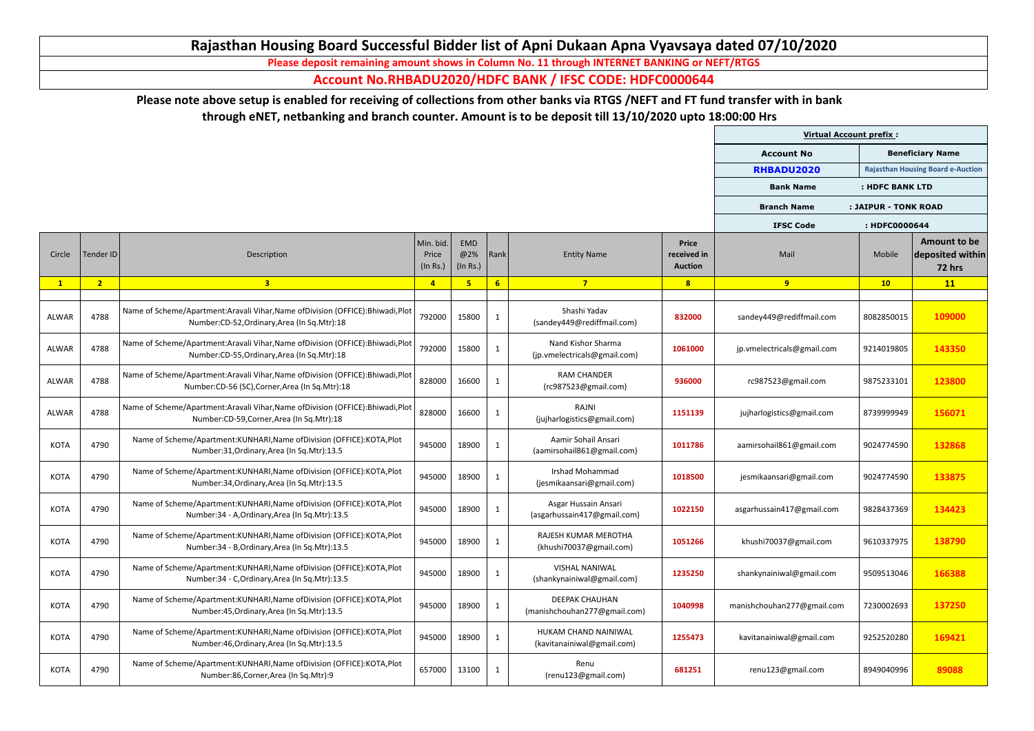# Rajasthan Housing Board Successful Bidder list of Apni Dukaan Apna Vyavsaya dated 07/10/2020

**Please deposit remaining amount shows in Column No. 11 through INTERNET BANKING or NEFT/RTGS**

**Account No.RHBADU2020/HDFC BANK / IFSC CODE: HDFC0000644**

**Please note above setup is enabled for receiving of collections from other banks via RTGS /NEFT and FT fund transfer with in bank through eNET, netbanking and branch counter. Amount is to be deposit till 13/10/2020 upto 18:00:00 Hrs**

| Virtual Account prefix : | |
|---|---|
| **Account No** | **Beneficiary Name** |
| **RHBADU2020** | **Rajasthan Housing Board e-Auction** |
| **Bank Name** | **: HDFC BANK LTD** |
| **Branch Name** | **: JAIPUR - TONK ROAD** |
| **IFSC Code** | **: HDFC0000644** |

| Circle | Tender ID | Description | Min. bid. Price (In Rs.) | EMD @2% (In Rs.) | Rank | Entity Name | Price received in Auction | Mail | Mobile | Amount to be deposited within 72 hrs |
|---|---|---|---|---|---|---|---|---|---|---|
| 1 | 2 | 3 | 4 | 5 | 6 | 7 | 8 | 9 | 10 | 11 |
| ALWAR | 4788 | Name of Scheme/Apartment:Aravali Vihar,Name ofDivision (OFFICE):Bhiwadi,Plot Number:CD-52,Ordinary,Area (In Sq.Mtr):18 | 792000 | 15800 | 1 | Shashi Yadav (sandey449@rediffmail.com) | 832000 | sandey449@rediffmail.com | 8082850015 | 109000 |
| ALWAR | 4788 | Name of Scheme/Apartment:Aravali Vihar,Name ofDivision (OFFICE):Bhiwadi,Plot Number:CD-55,Ordinary,Area (In Sq.Mtr):18 | 792000 | 15800 | 1 | Nand Kishor Sharma (jp.vmelectricals@gmail.com) | 1061000 | jp.vmelectricals@gmail.com | 9214019805 | 143350 |
| ALWAR | 4788 | Name of Scheme/Apartment:Aravali Vihar,Name ofDivision (OFFICE):Bhiwadi,Plot Number:CD-56 (SC),Corner,Area (In Sq.Mtr):18 | 828000 | 16600 | 1 | RAM CHANDER (rc987523@gmail.com) | 936000 | rc987523@gmail.com | 9875233101 | 123800 |
| ALWAR | 4788 | Name of Scheme/Apartment:Aravali Vihar,Name ofDivision (OFFICE):Bhiwadi,Plot Number:CD-59,Corner,Area (In Sq.Mtr):18 | 828000 | 16600 | 1 | RAJNI (jujharlogistics@gmail.com) | 1151139 | jujharlogistics@gmail.com | 8739999949 | 156071 |
| KOTA | 4790 | Name of Scheme/Apartment:KUNHARI,Name ofDivision (OFFICE):KOTA,Plot Number:31,Ordinary,Area (In Sq.Mtr):13.5 | 945000 | 18900 | 1 | Aamir Sohail Ansari (aamirsohail861@gmail.com) | 1011786 | aamirsohail861@gmail.com | 9024774590 | 132868 |
| KOTA | 4790 | Name of Scheme/Apartment:KUNHARI,Name ofDivision (OFFICE):KOTA,Plot Number:34,Ordinary,Area (In Sq.Mtr):13.5 | 945000 | 18900 | 1 | Irshad Mohammad (jesmikaansari@gmail.com) | 1018500 | jesmikaansari@gmail.com | 9024774590 | 133875 |
| KOTA | 4790 | Name of Scheme/Apartment:KUNHARI,Name ofDivision (OFFICE):KOTA,Plot Number:34 - A,Ordinary,Area (In Sq.Mtr):13.5 | 945000 | 18900 | 1 | Asgar Hussain Ansari (asgarhussain417@gmail.com) | 1022150 | asgarhussain417@gmail.com | 9828437369 | 134423 |
| KOTA | 4790 | Name of Scheme/Apartment:KUNHARI,Name ofDivision (OFFICE):KOTA,Plot Number:34 - B,Ordinary,Area (In Sq.Mtr):13.5 | 945000 | 18900 | 1 | RAJESH KUMAR MEROTHA (khushi70037@gmail.com) | 1051266 | khushi70037@gmail.com | 9610337975 | 138790 |
| KOTA | 4790 | Name of Scheme/Apartment:KUNHARI,Name ofDivision (OFFICE):KOTA,Plot Number:34 - C,Ordinary,Area (In Sq.Mtr):13.5 | 945000 | 18900 | 1 | VISHAL NANIWAL (shankynainiwal@gmail.com) | 1235250 | shankynainiwal@gmail.com | 9509513046 | 166388 |
| KOTA | 4790 | Name of Scheme/Apartment:KUNHARI,Name ofDivision (OFFICE):KOTA,Plot Number:45,Ordinary,Area (In Sq.Mtr):13.5 | 945000 | 18900 | 1 | DEEPAK CHAUHAN (manishchouhan277@gmail.com) | 1040998 | manishchouhan277@gmail.com | 7230002693 | 137250 |
| KOTA | 4790 | Name of Scheme/Apartment:KUNHARI,Name ofDivision (OFFICE):KOTA,Plot Number:46,Ordinary,Area (In Sq.Mtr):13.5 | 945000 | 18900 | 1 | HUKAM CHAND NAINIWAL (kavitanainiwal@gmail.com) | 1255473 | kavitanainiwal@gmail.com | 9252520280 | 169421 |
| KOTA | 4790 | Name of Scheme/Apartment:KUNHARI,Name ofDivision (OFFICE):KOTA,Plot Number:86,Corner,Area (In Sq.Mtr):9 | 657000 | 13100 | 1 | Renu (renu123@gmail.com) | 681251 | renu123@gmail.com | 8949040996 | 89088 |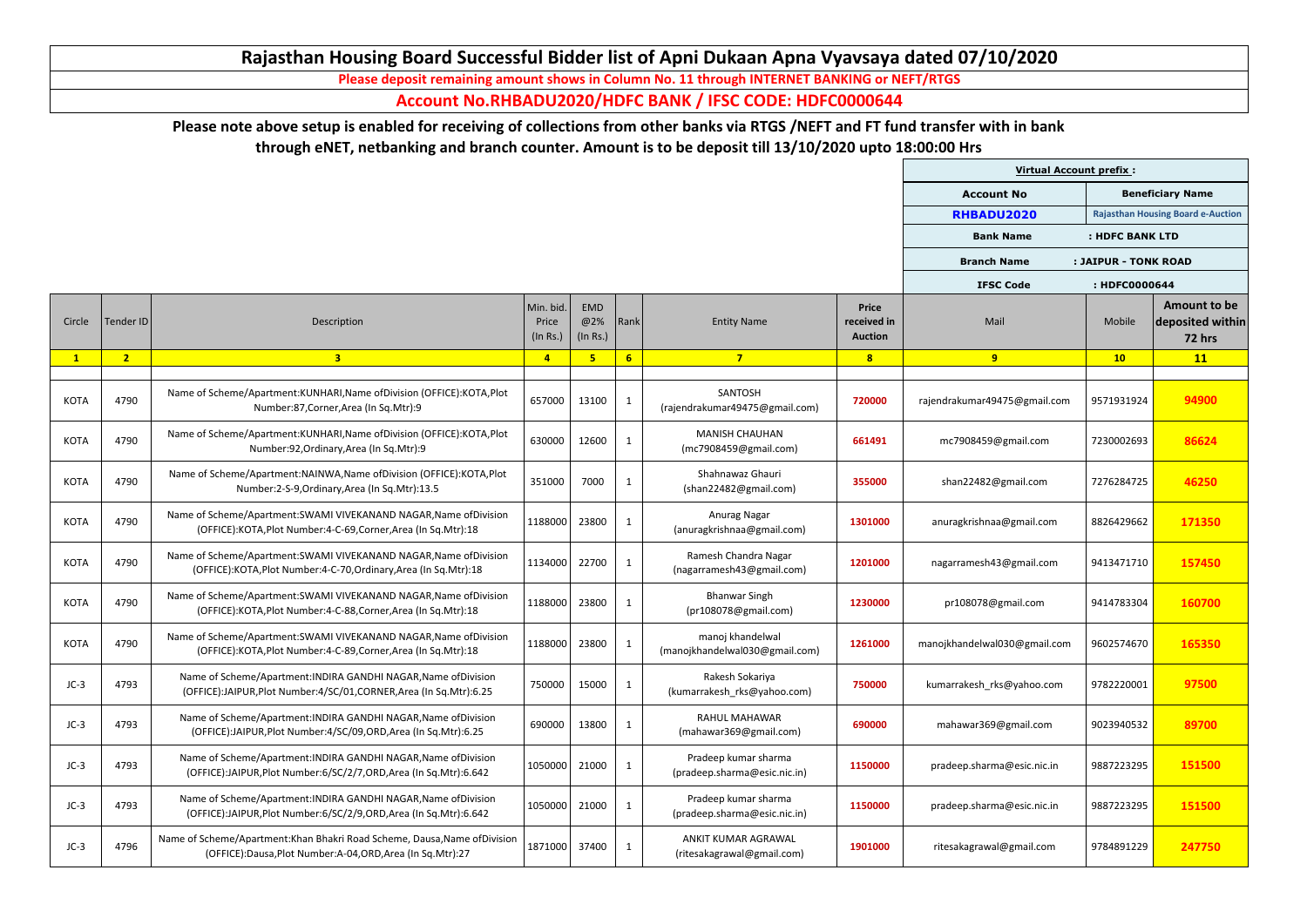# Rajasthan Housing Board Successful Bidder list of Apni Dukaan Apna Vyavsaya dated 07/10/2020

**Please deposit remaining amount shows in Column No. 11 through INTERNET BANKING or NEFT/RTGS**

**Account No.RHBADU2020/HDFC BANK / IFSC CODE: HDFC0000644**

**Please note above setup is enabled for receiving of collections from other banks via RTGS /NEFT and FT fund transfer with in bank through eNET, netbanking and branch counter. Amount is to be deposit till 13/10/2020 upto 18:00:00 Hrs**

| Virtual Account prefix : | |
|---|---|
| **Account No** | **Beneficiary Name** |
| **RHBADU2020** | **Rajasthan Housing Board e-Auction** |
| **Bank Name** | **: HDFC BANK LTD** |
| **Branch Name** | **: JAIPUR - TONK ROAD** |
| **IFSC Code** | **: HDFC0000644** |

| Circle | Tender ID | Description | Min. bid. Price (In Rs.) | EMD @2% (In Rs.) | Rank | Entity Name | Price received in Auction | Mail | Mobile | Amount to be deposited within 72 hrs |
|---|---|---|---|---|---|---|---|---|---|---|
| 1 | 2 | 3 | 4 | 5 | 6 | 7 | 8 | 9 | 10 | 11 |
| KOTA | 4790 | Name of Scheme/Apartment:KUNHARI,Name ofDivision (OFFICE):KOTA,Plot Number:87,Corner,Area (In Sq.Mtr):9 | 657000 | 13100 | 1 | SANTOSH (rajendrakumar49475@gmail.com) | 720000 | rajendrakumar49475@gmail.com | 9571931924 | 94900 |
| KOTA | 4790 | Name of Scheme/Apartment:KUNHARI,Name ofDivision (OFFICE):KOTA,Plot Number:92,Ordinary,Area (In Sq.Mtr):9 | 630000 | 12600 | 1 | MANISH CHAUHAN (mc7908459@gmail.com) | 661491 | mc7908459@gmail.com | 7230002693 | 86624 |
| KOTA | 4790 | Name of Scheme/Apartment:NAINWA,Name ofDivision (OFFICE):KOTA,Plot Number:2-S-9,Ordinary,Area (In Sq.Mtr):13.5 | 351000 | 7000 | 1 | Shahnawaz Ghauri (shan22482@gmail.com) | 355000 | shan22482@gmail.com | 7276284725 | 46250 |
| KOTA | 4790 | Name of Scheme/Apartment:SWAMI VIVEKANAND NAGAR,Name ofDivision (OFFICE):KOTA,Plot Number:4-C-69,Corner,Area (In Sq.Mtr):18 | 1188000 | 23800 | 1 | Anurag Nagar (anuragkrishnaa@gmail.com) | 1301000 | anuragkrishnaa@gmail.com | 8826429662 | 171350 |
| KOTA | 4790 | Name of Scheme/Apartment:SWAMI VIVEKANAND NAGAR,Name ofDivision (OFFICE):KOTA,Plot Number:4-C-70,Ordinary,Area (In Sq.Mtr):18 | 1134000 | 22700 | 1 | Ramesh Chandra Nagar (nagarramesh43@gmail.com) | 1201000 | nagarramesh43@gmail.com | 9413471710 | 157450 |
| KOTA | 4790 | Name of Scheme/Apartment:SWAMI VIVEKANAND NAGAR,Name ofDivision (OFFICE):KOTA,Plot Number:4-C-88,Corner,Area (In Sq.Mtr):18 | 1188000 | 23800 | 1 | Bhanwar Singh (pr108078@gmail.com) | 1230000 | pr108078@gmail.com | 9414783304 | 160700 |
| KOTA | 4790 | Name of Scheme/Apartment:SWAMI VIVEKANAND NAGAR,Name ofDivision (OFFICE):KOTA,Plot Number:4-C-89,Corner,Area (In Sq.Mtr):18 | 1188000 | 23800 | 1 | manoj khandelwal (manojkhandelwal030@gmail.com) | 1261000 | manojkhandelwal030@gmail.com | 9602574670 | 165350 |
| JC-3 | 4793 | Name of Scheme/Apartment:INDIRA GANDHI NAGAR,Name ofDivision (OFFICE):JAIPUR,Plot Number:4/SC/01,CORNER,Area (In Sq.Mtr):6.25 | 750000 | 15000 | 1 | Rakesh Sokariya (kumarrakesh_rks@yahoo.com) | 750000 | kumarrakesh_rks@yahoo.com | 9782220001 | 97500 |
| JC-3 | 4793 | Name of Scheme/Apartment:INDIRA GANDHI NAGAR,Name ofDivision (OFFICE):JAIPUR,Plot Number:4/SC/09,ORD,Area (In Sq.Mtr):6.25 | 690000 | 13800 | 1 | RAHUL MAHAWAR (mahawar369@gmail.com) | 690000 | mahawar369@gmail.com | 9023940532 | 89700 |
| JC-3 | 4793 | Name of Scheme/Apartment:INDIRA GANDHI NAGAR,Name ofDivision (OFFICE):JAIPUR,Plot Number:6/SC/2/7,ORD,Area (In Sq.Mtr):6.642 | 1050000 | 21000 | 1 | Pradeep kumar sharma (pradeep.sharma@esic.nic.in) | 1150000 | pradeep.sharma@esic.nic.in | 9887223295 | 151500 |
| JC-3 | 4793 | Name of Scheme/Apartment:INDIRA GANDHI NAGAR,Name ofDivision (OFFICE):JAIPUR,Plot Number:6/SC/2/9,ORD,Area (In Sq.Mtr):6.642 | 1050000 | 21000 | 1 | Pradeep kumar sharma (pradeep.sharma@esic.nic.in) | 1150000 | pradeep.sharma@esic.nic.in | 9887223295 | 151500 |
| JC-3 | 4796 | Name of Scheme/Apartment:Khan Bhakri Road Scheme, Dausa,Name ofDivision (OFFICE):Dausa,Plot Number:A-04,ORD,Area (In Sq.Mtr):27 | 1871000 | 37400 | 1 | ANKIT KUMAR AGRAWAL (ritesakagrawal@gmail.com) | 1901000 | ritesakagrawal@gmail.com | 9784891229 | 247750 |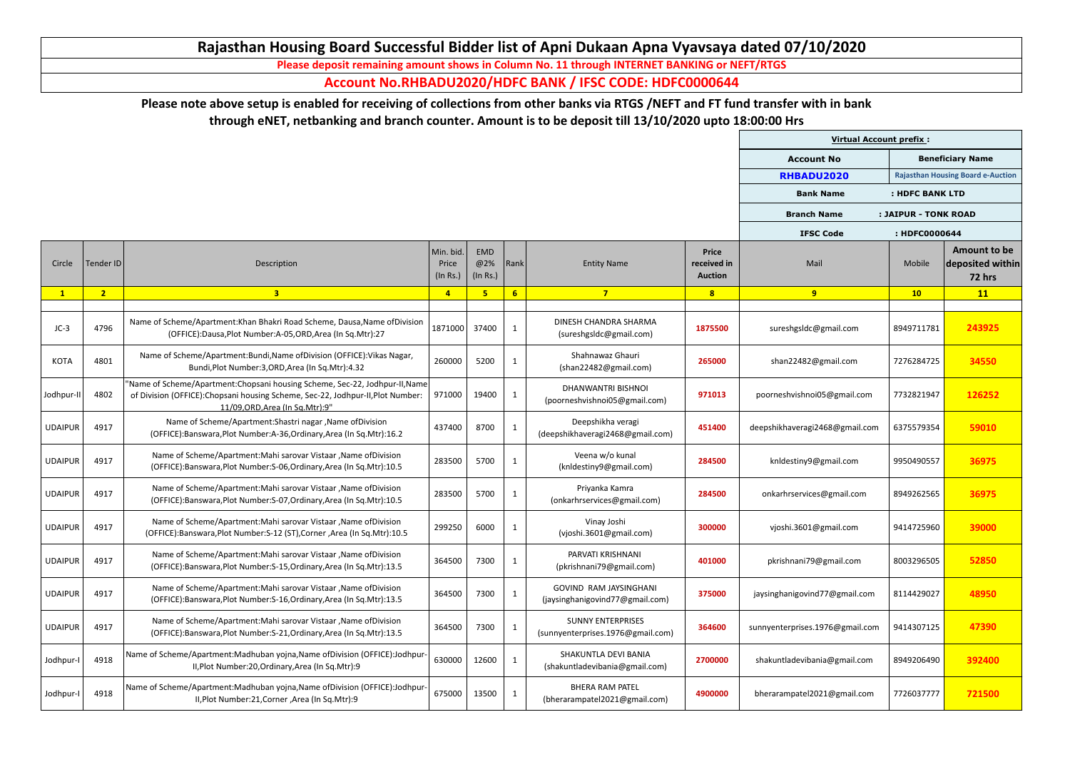# Rajasthan Housing Board Successful Bidder list of Apni Dukaan Apna Vyavsaya dated 07/10/2020

**Please deposit remaining amount shows in Column No. 11 through INTERNET BANKING or NEFT/RTGS**

**Account No.RHBADU2020/HDFC BANK / IFSC CODE: HDFC0000644**

**Please note above setup is enabled for receiving of collections from other banks via RTGS /NEFT and FT fund transfer with in bank through eNET, netbanking and branch counter. Amount is to be deposit till 13/10/2020 upto 18:00:00 Hrs**

| Virtual Account prefix : | |
|---|---|
| **Account No** | **Beneficiary Name** |
| **RHBADU2020** | **Rajasthan Housing Board e-Auction** |
| **Bank Name** | **: HDFC BANK LTD** |
| **Branch Name** | **: JAIPUR - TONK ROAD** |
| **IFSC Code** | **: HDFC0000644** |

| Circle | Tender ID | Description | Min. bid. Price (In Rs.) | EMD @2% (In Rs.) | Rank | Entity Name | Price received in Auction | Mail | Mobile | Amount to be deposited within 72 hrs |
|---|---|---|---|---|---|---|---|---|---|---|
| 1 | 2 | 3 | 4 | 5 | 6 | 7 | 8 | 9 | 10 | 11 |
| JC-3 | 4796 | Name of Scheme/Apartment:Khan Bhakri Road Scheme, Dausa,Name ofDivision (OFFICE):Dausa,Plot Number:A-05,ORD,Area (In Sq.Mtr):27 | 1871000 | 37400 | 1 | DINESH CHANDRA SHARMA (sureshgsldc@gmail.com) | 1875500 | sureshgsldc@gmail.com | 8949711781 | 243925 |
| KOTA | 4801 | Name of Scheme/Apartment:Bundi,Name ofDivision (OFFICE):Vikas Nagar, Bundi,Plot Number:3,ORD,Area (In Sq.Mtr):4.32 | 260000 | 5200 | 1 | Shahnawaz Ghauri (shan22482@gmail.com) | 265000 | shan22482@gmail.com | 7276284725 | 34550 |
| Jodhpur-II | 4802 | "Name of Scheme/Apartment:Chopsani housing Scheme, Sec-22, Jodhpur-II,Name of Division (OFFICE):Chopsani housing Scheme, Sec-22, Jodhpur-II,Plot Number: 11/09,ORD,Area (In Sq.Mtr):9" | 971000 | 19400 | 1 | DHANWANTRI BISHNOI (poorneshvishnoi05@gmail.com) | 971013 | poorneshvishnoi05@gmail.com | 7732821947 | 126252 |
| UDAIPUR | 4917 | Name of Scheme/Apartment:Shastri nagar ,Name ofDivision (OFFICE):Banswara,Plot Number:A-36,Ordinary,Area (In Sq.Mtr):16.2 | 437400 | 8700 | 1 | Deepshikha veragi (deepshikhaveragi2468@gmail.com) | 451400 | deepshikhaveragi2468@gmail.com | 6375579354 | 59010 |
| UDAIPUR | 4917 | Name of Scheme/Apartment:Mahi sarovar Vistaar ,Name ofDivision (OFFICE):Banswara,Plot Number:S-06,Ordinary,Area (In Sq.Mtr):10.5 | 283500 | 5700 | 1 | Veena w/o kunal (knldestiny9@gmail.com) | 284500 | knldestiny9@gmail.com | 9950490557 | 36975 |
| UDAIPUR | 4917 | Name of Scheme/Apartment:Mahi sarovar Vistaar ,Name ofDivision (OFFICE):Banswara,Plot Number:S-07,Ordinary,Area (In Sq.Mtr):10.5 | 283500 | 5700 | 1 | Priyanka Kamra (onkarhrservices@gmail.com) | 284500 | onkarhrservices@gmail.com | 8949262565 | 36975 |
| UDAIPUR | 4917 | Name of Scheme/Apartment:Mahi sarovar Vistaar ,Name ofDivision (OFFICE):Banswara,Plot Number:S-12 (ST),Corner ,Area (In Sq.Mtr):10.5 | 299250 | 6000 | 1 | Vinay Joshi (vjoshi.3601@gmail.com) | 300000 | vjoshi.3601@gmail.com | 9414725960 | 39000 |
| UDAIPUR | 4917 | Name of Scheme/Apartment:Mahi sarovar Vistaar ,Name ofDivision (OFFICE):Banswara,Plot Number:S-15,Ordinary,Area (In Sq.Mtr):13.5 | 364500 | 7300 | 1 | PARVATI KRISHNANI (pkrishnani79@gmail.com) | 401000 | pkrishnani79@gmail.com | 8003296505 | 52850 |
| UDAIPUR | 4917 | Name of Scheme/Apartment:Mahi sarovar Vistaar ,Name ofDivision (OFFICE):Banswara,Plot Number:S-16,Ordinary,Area (In Sq.Mtr):13.5 | 364500 | 7300 | 1 | GOVIND RAM JAYSINGHANI (jaysinghanigovind77@gmail.com) | 375000 | jaysinghanigovind77@gmail.com | 8114429027 | 48950 |
| UDAIPUR | 4917 | Name of Scheme/Apartment:Mahi sarovar Vistaar ,Name ofDivision (OFFICE):Banswara,Plot Number:S-21,Ordinary,Area (In Sq.Mtr):13.5 | 364500 | 7300 | 1 | SUNNY ENTERPRISES (sunnyenterprises.1976@gmail.com) | 364600 | sunnyenterprises.1976@gmail.com | 9414307125 | 47390 |
| Jodhpur-I | 4918 | Name of Scheme/Apartment:Madhuban yojna,Name ofDivision (OFFICE):Jodhpur-II,Plot Number:20,Ordinary,Area (In Sq.Mtr):9 | 630000 | 12600 | 1 | SHAKUNTLA DEVI BANIA (shakuntladevibania@gmail.com) | 2700000 | shakuntladevibania@gmail.com | 8949206490 | 392400 |
| Jodhpur-I | 4918 | Name of Scheme/Apartment:Madhuban yojna,Name ofDivision (OFFICE):Jodhpur-II,Plot Number:21,Corner ,Area (In Sq.Mtr):9 | 675000 | 13500 | 1 | BHERA RAM PATEL (bherarampatel2021@gmail.com) | 4900000 | bherarampatel2021@gmail.com | 7726037777 | 721500 |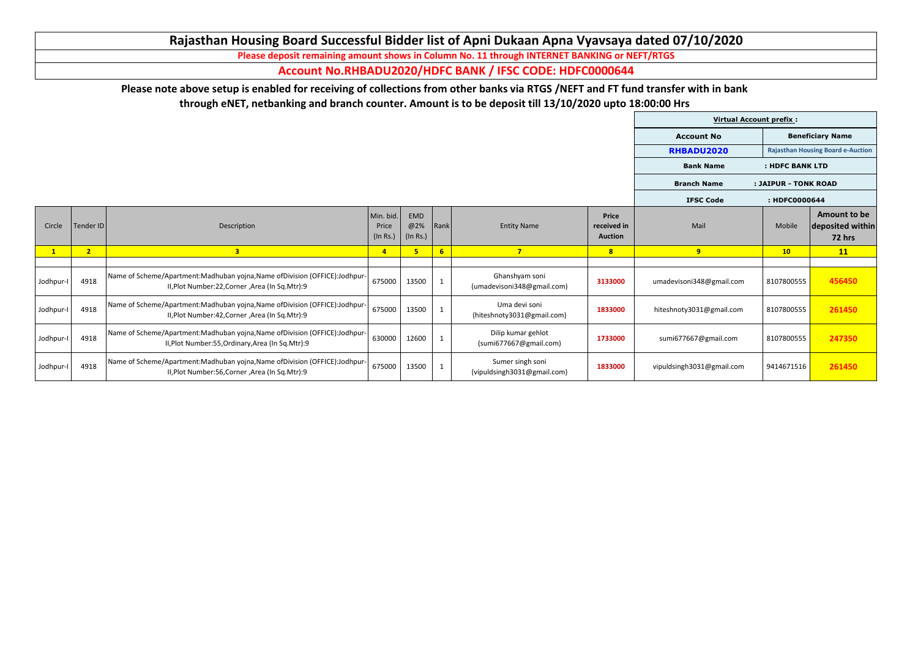# Rajasthan Housing Board Successful Bidder list of Apni Dukaan Apna Vyavsaya dated 07/10/2020

**Please deposit remaining amount shows in Column No. 11 through INTERNET BANKING or NEFT/RTGS**

**Account No.RHBADU2020/HDFC BANK / IFSC CODE: HDFC0000644**

**Please note above setup is enabled for receiving of collections from other banks via RTGS /NEFT and FT fund transfer with in bank through eNET, netbanking and branch counter. Amount is to be deposit till 13/10/2020 upto 18:00:00 Hrs**

| Virtual Account prefix : | |
|---|---|
| Account No | Beneficiary Name |
| RHBADU2020 | Rajasthan Housing Board e-Auction |
| Bank Name | : HDFC BANK LTD |
| Branch Name | : JAIPUR - TONK ROAD |
| IFSC Code | : HDFC0000644 |

| Circle | Tender ID | Description | Min. bid. Price (In Rs.) | EMD @2% (In Rs.) | Rank | Entity Name | Price received in Auction | Mail | Mobile | Amount to be deposited within 72 hrs |
|---|---|---|---|---|---|---|---|---|---|---|
| 1 | 2 | 3 | 4 | 5 | 6 | 7 | 8 | 9 | 10 | 11 |
| | | | | | | | | | | |
| Jodhpur-I | 4918 | Name of Scheme/Apartment:Madhuban yojna,Name ofDivision (OFFICE):Jodhpur-II,Plot Number:22,Corner ,Area (In Sq.Mtr):9 | 675000 | 13500 | 1 | Ghanshyam soni (umadevisoni348@gmail.com) | 3133000 | umadevisoni348@gmail.com | 8107800555 | 456450 |
| Jodhpur-I | 4918 | Name of Scheme/Apartment:Madhuban yojna,Name ofDivision (OFFICE):Jodhpur-II,Plot Number:42,Corner ,Area (In Sq.Mtr):9 | 675000 | 13500 | 1 | Uma devi soni (hiteshnoty3031@gmail.com) | 1833000 | hiteshnoty3031@gmail.com | 8107800555 | 261450 |
| Jodhpur-I | 4918 | Name of Scheme/Apartment:Madhuban yojna,Name ofDivision (OFFICE):Jodhpur-II,Plot Number:55,Ordinary,Area (In Sq.Mtr):9 | 630000 | 12600 | 1 | Dilip kumar gehlot (sumi677667@gmail.com) | 1733000 | sumi677667@gmail.com | 8107800555 | 247350 |
| Jodhpur-I | 4918 | Name of Scheme/Apartment:Madhuban yojna,Name ofDivision (OFFICE):Jodhpur-II,Plot Number:56,Corner ,Area (In Sq.Mtr):9 | 675000 | 13500 | 1 | Sumer singh soni (vipuldsingh3031@gmail.com) | 1833000 | vipuldsingh3031@gmail.com | 9414671516 | 261450 |